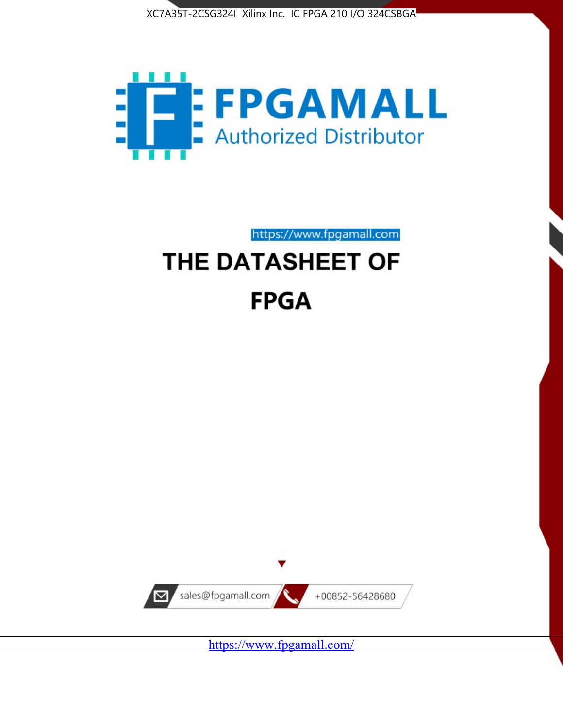XC7A35T-2CSG324I Xilinx Inc. IC FPGA 210 I/O 324CSBGA

FPGAMALL

Authorized Distributor

https://www.fpgamall.com

# THE DATASHEET OF

# FPGA

sales@fpgamall.com

+00852-56428680

https://www.fpgamall.com/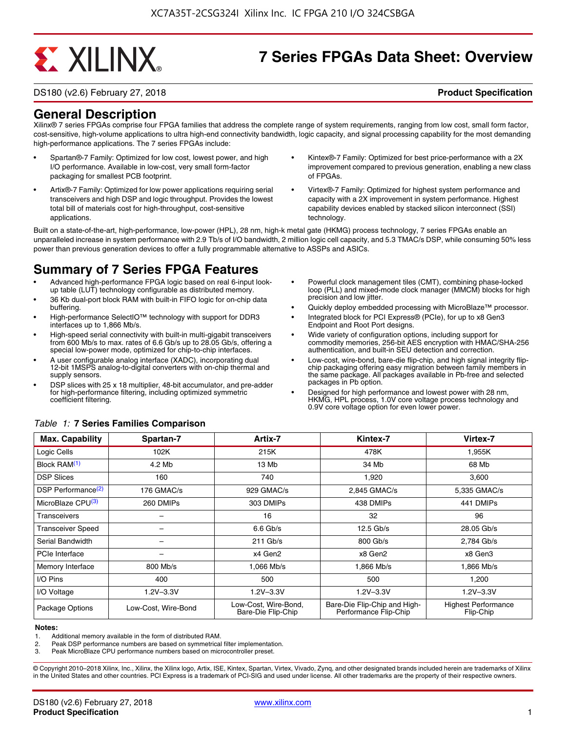XC7A35T-2CSG324I Xilinx Inc. IC FPGA 210 I/O 324CSBGA

# 7 Series FPGAs Data Sheet: Overview

DS180 (v2.6) February 27, 2018 **Product Specification**

## General Description

Xilinx® 7 series FPGAs comprise four FPGA families that address the complete range of system requirements, ranging from low cost, small form factor, cost-sensitive, high-volume applications to ultra high-end connectivity bandwidth, logic capacity, and signal processing capability for the most demanding high-performance applications. The 7 series FPGAs include:

- Spartan®-7 Family: Optimized for low cost, lowest power, and high I/O performance. Available in low-cost, very small form-factor packaging for smallest PCB footprint.
- Artix®-7 Family: Optimized for low power applications requiring serial transceivers and high DSP and logic throughput. Provides the lowest total bill of materials cost for high-throughput, cost-sensitive applications.
- Kintex®-7 Family: Optimized for best price-performance with a 2X improvement compared to previous generation, enabling a new class of FPGAs.
- Virtex®-7 Family: Optimized for highest system performance and capacity with a 2X improvement in system performance. Highest capability devices enabled by stacked silicon interconnect (SSI) technology.

Built on a state-of-the-art, high-performance, low-power (HPL), 28 nm, high-k metal gate (HKMG) process technology, 7 series FPGAs enable an unparalleled increase in system performance with 2.9 Tb/s of I/O bandwidth, 2 million logic cell capacity, and 5.3 TMAC/s DSP, while consuming 50% less power than previous generation devices to offer a fully programmable alternative to ASSPs and ASICs.

## Summary of 7 Series FPGA Features

- Advanced high-performance FPGA logic based on real 6-input look-up table (LUT) technology configurable as distributed memory.
- 36 Kb dual-port block RAM with built-in FIFO logic for on-chip data buffering.
- High-performance SelectIO™ technology with support for DDR3 interfaces up to 1,866 Mb/s.
- High-speed serial connectivity with built-in multi-gigabit transceivers from 600 Mb/s to max. rates of 6.6 Gb/s up to 28.05 Gb/s, offering a special low-power mode, optimized for chip-to-chip interfaces.
- A user configurable analog interface (XADC), incorporating dual 12-bit 1MSPS analog-to-digital converters with on-chip thermal and supply sensors.
- DSP slices with 25 x 18 multiplier, 48-bit accumulator, and pre-adder for high-performance filtering, including optimized symmetric coefficient filtering.
- Powerful clock management tiles (CMT), combining phase-locked loop (PLL) and mixed-mode clock manager (MMCM) blocks for high precision and low jitter.
- Quickly deploy embedded processing with MicroBlaze™ processor.
- Integrated block for PCI Express® (PCIe), for up to x8 Gen3 Endpoint and Root Port designs.
- Wide variety of configuration options, including support for commodity memories, 256-bit AES encryption with HMAC/SHA-256 authentication, and built-in SEU detection and correction.
- Low-cost, wire-bond, bare-die flip-chip, and high signal integrity flip-chip packaging offering easy migration between family members in the same package. All packages available in Pb-free and selected packages in Pb option.
- Designed for high performance and lowest power with 28 nm, HKMG, HPL process, 1.0V core voltage process technology and 0.9V core voltage option for even lower power.

*Table 1:* **7 Series Families Comparison**

| Max. Capability | Spartan-7 | Artix-7 | Kintex-7 | Virtex-7 |
|---|---|---|---|---|
| Logic Cells | 102K | 215K | 478K | 1,955K |
| Block RAM(1) | 4.2 Mb | 13 Mb | 34 Mb | 68 Mb |
| DSP Slices | 160 | 740 | 1,920 | 3,600 |
| DSP Performance(2) | 176 GMAC/s | 929 GMAC/s | 2,845 GMAC/s | 5,335 GMAC/s |
| MicroBlaze CPU(3) | 260 DMIPs | 303 DMIPs | 438 DMIPs | 441 DMIPs |
| Transceivers | – | 16 | 32 | 96 |
| Transceiver Speed | – | 6.6 Gb/s | 12.5 Gb/s | 28.05 Gb/s |
| Serial Bandwidth | – | 211 Gb/s | 800 Gb/s | 2,784 Gb/s |
| PCIe Interface | – | x4 Gen2 | x8 Gen2 | x8 Gen3 |
| Memory Interface | 800 Mb/s | 1,066 Mb/s | 1,866 Mb/s | 1,866 Mb/s |
| I/O Pins | 400 | 500 | 500 | 1,200 |
| I/O Voltage | 1.2V–3.3V | 1.2V–3.3V | 1.2V–3.3V | 1.2V–3.3V |
| Package Options | Low-Cost, Wire-Bond | Low-Cost, Wire-Bond, Bare-Die Flip-Chip | Bare-Die Flip-Chip and High-Performance Flip-Chip | Highest Performance Flip-Chip |

**Notes:**

1. Additional memory available in the form of distributed RAM.
2. Peak DSP performance numbers are based on symmetrical filter implementation.
3. Peak MicroBlaze CPU performance numbers based on microcontroller preset.

© Copyright 2010–2018 Xilinx, Inc., Xilinx, the Xilinx logo, Artix, ISE, Kintex, Spartan, Virtex, Vivado, Zynq, and other designated brands included herein are trademarks of Xilinx in the United States and other countries. PCI Express is a trademark of PCI-SIG and used under license. All other trademarks are the property of their respective owners.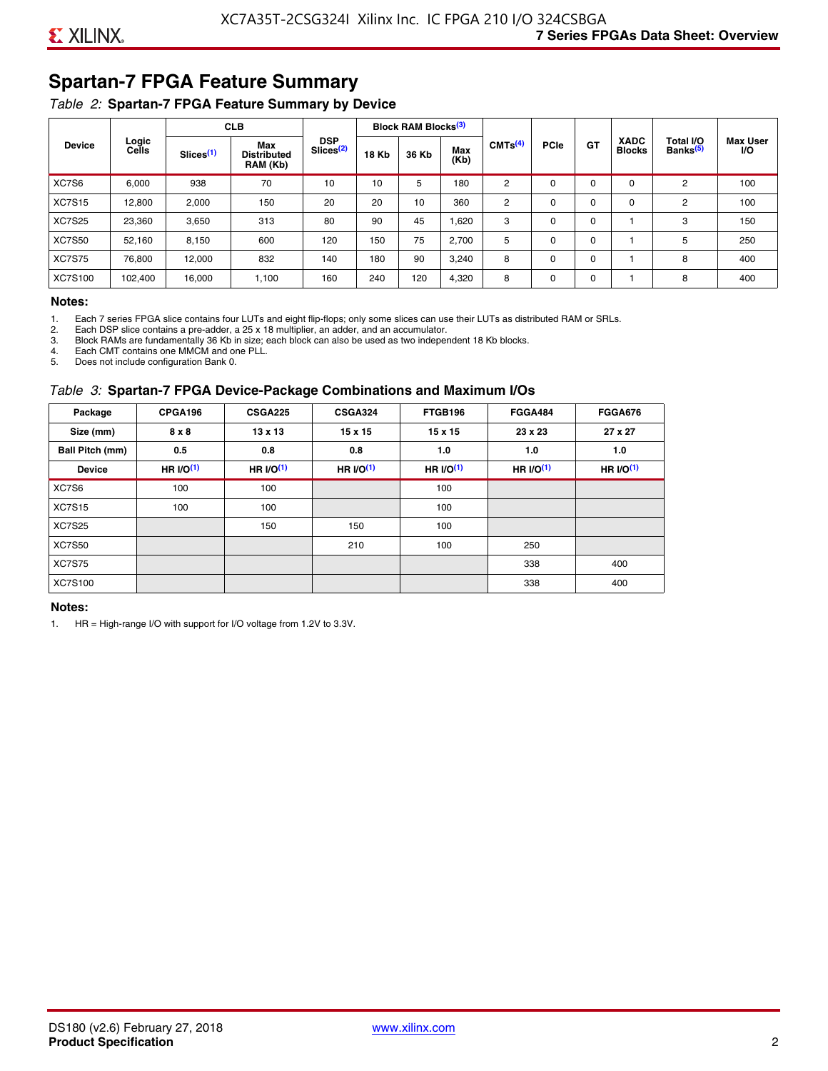## Spartan-7 FPGA Feature Summary

*Table 2:* **Spartan-7 FPGA Feature Summary by Device**

| Device | Logic Cells | CLB | | DSP Slices(2) | Block RAM Blocks(3) | | | CMTs(4) | PCIe | GT | XADC Blocks | Total I/O Banks(5) | Max User I/O |
|---|---|---|---|---|---|---|---|---|---|---|---|---|---|
| | | Slices(1) | Max Distributed RAM (Kb) | | 18 Kb | 36 Kb | Max (Kb) | | | | | | |
| XC7S6 | 6,000 | 938 | 70 | 10 | 10 | 5 | 180 | 2 | 0 | 0 | 0 | 2 | 100 |
| XC7S15 | 12,800 | 2,000 | 150 | 20 | 20 | 10 | 360 | 2 | 0 | 0 | 0 | 2 | 100 |
| XC7S25 | 23,360 | 3,650 | 313 | 80 | 90 | 45 | 1,620 | 3 | 0 | 0 | 1 | 3 | 150 |
| XC7S50 | 52,160 | 8,150 | 600 | 120 | 150 | 75 | 2,700 | 5 | 0 | 0 | 1 | 5 | 250 |
| XC7S75 | 76,800 | 12,000 | 832 | 140 | 180 | 90 | 3,240 | 8 | 0 | 0 | 1 | 8 | 400 |
| XC7S100 | 102,400 | 16,000 | 1,100 | 160 | 240 | 120 | 4,320 | 8 | 0 | 0 | 1 | 8 | 400 |

**Notes:**

1. Each 7 series FPGA slice contains four LUTs and eight flip-flops; only some slices can use their LUTs as distributed RAM or SRLs.
2. Each DSP slice contains a pre-adder, a 25 x 18 multiplier, an adder, and an accumulator.
3. Block RAMs are fundamentally 36 Kb in size; each block can also be used as two independent 18 Kb blocks.
4. Each CMT contains one MMCM and one PLL.
5. Does not include configuration Bank 0.

*Table 3:* **Spartan-7 FPGA Device-Package Combinations and Maximum I/Os**

| Package | CPGA196 | CSGA225 | CSGA324 | FTGB196 | FGGA484 | FGGA676 |
|---|---|---|---|---|---|---|
| Size (mm) | 8 x 8 | 13 x 13 | 15 x 15 | 15 x 15 | 23 x 23 | 27 x 27 |
| Ball Pitch (mm) | 0.5 | 0.8 | 0.8 | 1.0 | 1.0 | 1.0 |
| Device | HR I/O(1) | HR I/O(1) | HR I/O(1) | HR I/O(1) | HR I/O(1) | HR I/O(1) |
| XC7S6 | 100 | 100 | | 100 | | |
| XC7S15 | 100 | 100 | | 100 | | |
| XC7S25 | | 150 | 150 | 100 | | |
| XC7S50 | | | 210 | 100 | 250 | |
| XC7S75 | | | | | 338 | 400 |
| XC7S100 | | | | | 338 | 400 |

**Notes:**

1. HR = High-range I/O with support for I/O voltage from 1.2V to 3.3V.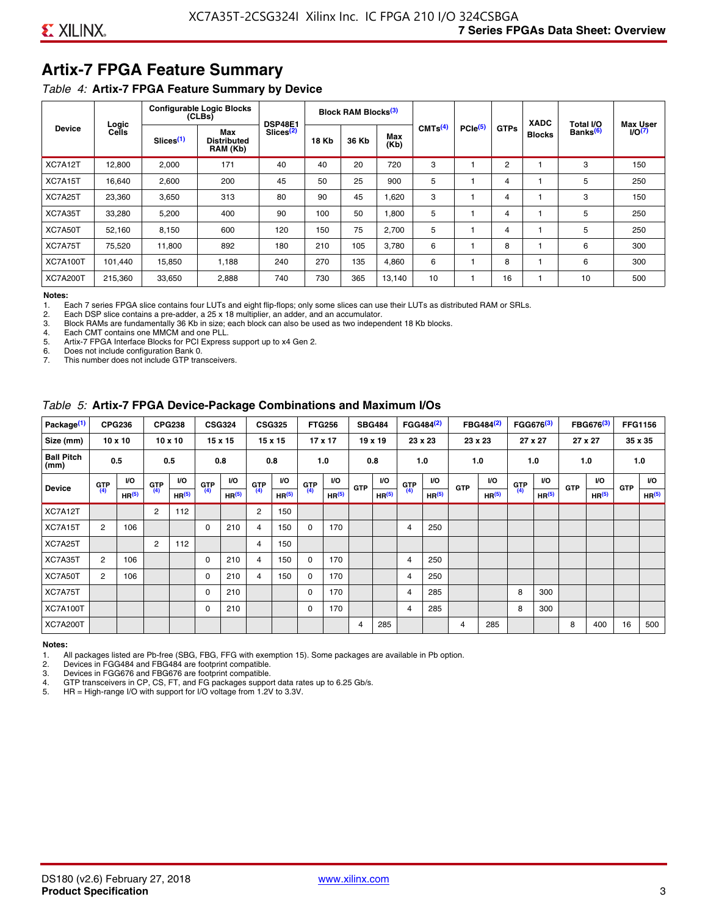## Artix-7 FPGA Feature Summary

*Table 4:* **Artix-7 FPGA Feature Summary by Device**

| Device | Logic Cells | Configurable Logic Blocks (CLBs) | | DSP48E1 Slices[2] | Block RAM Blocks[3] | | | CMTs[4] | PCIe[5] | GTPs | XADC Blocks | Total I/O Banks[6] | Max User I/O[7] |
|---|---|---|---|---|---|---|---|---|---|---|---|---|---|
| | | Slices[1] | Max Distributed RAM (Kb) | | 18 Kb | 36 Kb | Max (Kb) | | | | | | |
| XC7A12T | 12,800 | 2,000 | 171 | 40 | 40 | 20 | 720 | 3 | 1 | 2 | 1 | 3 | 150 |
| XC7A15T | 16,640 | 2,600 | 200 | 45 | 50 | 25 | 900 | 5 | 1 | 4 | 1 | 5 | 250 |
| XC7A25T | 23,360 | 3,650 | 313 | 80 | 90 | 45 | 1,620 | 3 | 1 | 4 | 1 | 3 | 150 |
| XC7A35T | 33,280 | 5,200 | 400 | 90 | 100 | 50 | 1,800 | 5 | 1 | 4 | 1 | 5 | 250 |
| XC7A50T | 52,160 | 8,150 | 600 | 120 | 150 | 75 | 2,700 | 5 | 1 | 4 | 1 | 5 | 250 |
| XC7A75T | 75,520 | 11,800 | 892 | 180 | 210 | 105 | 3,780 | 6 | 1 | 8 | 1 | 6 | 300 |
| XC7A100T | 101,440 | 15,850 | 1,188 | 240 | 270 | 135 | 4,860 | 6 | 1 | 8 | 1 | 6 | 300 |
| XC7A200T | 215,360 | 33,650 | 2,888 | 740 | 730 | 365 | 13,140 | 10 | 1 | 16 | 1 | 10 | 500 |

**Notes:**

1. Each 7 series FPGA slice contains four LUTs and eight flip-flops; only some slices can use their LUTs as distributed RAM or SRLs.
2. Each DSP slice contains a pre-adder, a 25 x 18 multiplier, an adder, and an accumulator.
3. Block RAMs are fundamentally 36 Kb in size; each block can also be used as two independent 18 Kb blocks.
4. Each CMT contains one MMCM and one PLL.
5. Artix-7 FPGA Interface Blocks for PCI Express support up to x4 Gen 2.
6. Does not include configuration Bank 0.
7. This number does not include GTP transceivers.

*Table 5:* **Artix-7 FPGA Device-Package Combinations and Maximum I/Os**

| Package[1] | CPG236 | | CPG238 | | CSG324 | | CSG325 | | FTG256 | | SBG484 | | FGG484[2] | | FBG484[2] | | FGG676[3] | | FBG676[3] | | FFG1156 | |
|---|---|---|---|---|---|---|---|---|---|---|---|---|---|---|---|---|---|---|---|---|---|---|
| Size (mm) | 10 x 10 | | 10 x 10 | | 15 x 15 | | 15 x 15 | | 17 x 17 | | 19 x 19 | | 23 x 23 | | 23 x 23 | | 27 x 27 | | 27 x 27 | | 35 x 35 | |
| Ball Pitch (mm) | 0.5 | | 0.5 | | 0.8 | | 0.8 | | 1.0 | | 0.8 | | 1.0 | | 1.0 | | 1.0 | | 1.0 | | 1.0 | |
| Device | GTP[4] | I/O HR[5] | GTP[4] | I/O HR[5] | GTP[4] | I/O HR[5] | GTP[4] | I/O HR[5] | GTP[4] | I/O HR[5] | GTP | I/O HR[5] | GTP[4] | I/O HR[5] | GTP | I/O HR[5] | GTP[4] | I/O HR[5] | GTP | I/O HR[5] | GTP | I/O HR[5] |
| XC7A12T | | | 2 | 112 | | | 2 | 150 | | | | | | | | | | | | | | |
| XC7A15T | 2 | 106 | | | 0 | 210 | 4 | 150 | 0 | 170 | | | 4 | 250 | | | | | | | | |
| XC7A25T | | | 2 | 112 | | | 4 | 150 | | | | | | | | | | | | | | |
| XC7A35T | 2 | 106 | | | 0 | 210 | 4 | 150 | 0 | 170 | | | 4 | 250 | | | | | | | | |
| XC7A50T | 2 | 106 | | | 0 | 210 | 4 | 150 | 0 | 170 | | | 4 | 250 | | | | | | | | |
| XC7A75T | | | | | 0 | 210 | | | 0 | 170 | | | 4 | 285 | | | 8 | 300 | | | | |
| XC7A100T | | | | | 0 | 210 | | | 0 | 170 | | | 4 | 285 | | | 8 | 300 | | | | |
| XC7A200T | | | | | | | | | | | 4 | 285 | | | 4 | 285 | | | 8 | 400 | 16 | 500 |

**Notes:**

1. All packages listed are Pb-free (SBG, FBG, FFG with exemption 15). Some packages are available in Pb option.
2. Devices in FGG484 and FBG484 are footprint compatible.
3. Devices in FGG676 and FBG676 are footprint compatible.
4. GTP transceivers in CP, CS, FT, and FG packages support data rates up to 6.25 Gb/s.
5. HR = High-range I/O with support for I/O voltage from 1.2V to 3.3V.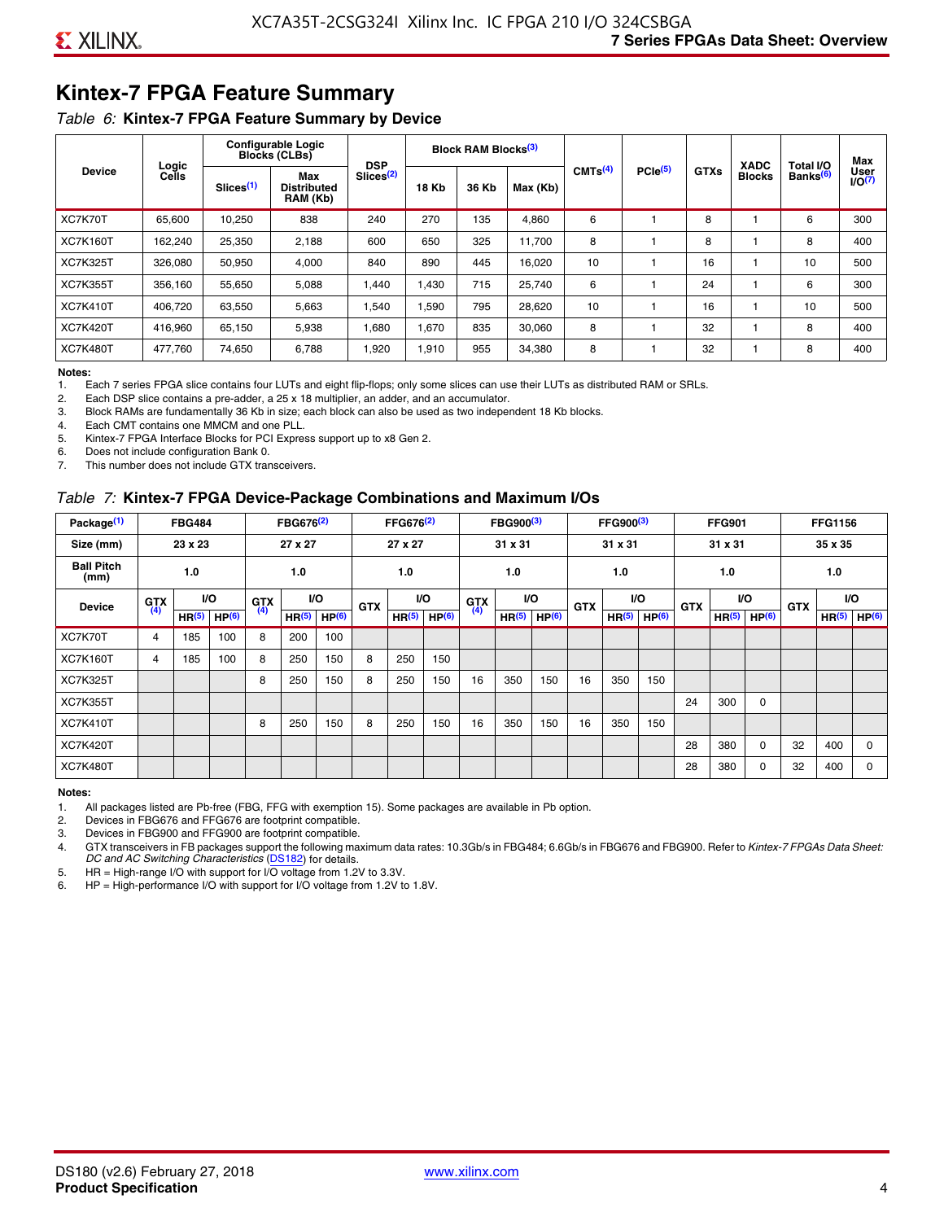## Kintex-7 FPGA Feature Summary

*Table 6:* **Kintex-7 FPGA Feature Summary by Device**

| Device | Logic Cells | Configurable Logic Blocks (CLBs) | | DSP Slices[2] | Block RAM Blocks[3] | | | CMTs[4] | PCIe[5] | GTXs | XADC Blocks | Total I/O Banks[6] | Max User I/O[7] |
|---|---|---|---|---|---|---|---|---|---|---|---|---|---|
| | | Slices[1] | Max Distributed RAM (Kb) | | 18 Kb | 36 Kb | Max (Kb) | | | | | | |
| XC7K70T | 65,600 | 10,250 | 838 | 240 | 270 | 135 | 4,860 | 6 | 1 | 8 | 1 | 6 | 300 |
| XC7K160T | 162,240 | 25,350 | 2,188 | 600 | 650 | 325 | 11,700 | 8 | 1 | 8 | 1 | 8 | 400 |
| XC7K325T | 326,080 | 50,950 | 4,000 | 840 | 890 | 445 | 16,020 | 10 | 1 | 16 | 1 | 10 | 500 |
| XC7K355T | 356,160 | 55,650 | 5,088 | 1,440 | 1,430 | 715 | 25,740 | 6 | 1 | 24 | 1 | 6 | 300 |
| XC7K410T | 406,720 | 63,550 | 5,663 | 1,540 | 1,590 | 795 | 28,620 | 10 | 1 | 16 | 1 | 10 | 500 |
| XC7K420T | 416,960 | 65,150 | 5,938 | 1,680 | 1,670 | 835 | 30,060 | 8 | 1 | 32 | 1 | 8 | 400 |
| XC7K480T | 477,760 | 74,650 | 6,788 | 1,920 | 1,910 | 955 | 34,380 | 8 | 1 | 32 | 1 | 8 | 400 |

**Notes:**

1. Each 7 series FPGA slice contains four LUTs and eight flip-flops; only some slices can use their LUTs as distributed RAM or SRLs.
2. Each DSP slice contains a pre-adder, a 25 x 18 multiplier, an adder, and an accumulator.
3. Block RAMs are fundamentally 36 Kb in size; each block can also be used as two independent 18 Kb blocks.
4. Each CMT contains one MMCM and one PLL.
5. Kintex-7 FPGA Interface Blocks for PCI Express support up to x8 Gen 2.
6. Does not include configuration Bank 0.
7. This number does not include GTX transceivers.

*Table 7:* **Kintex-7 FPGA Device-Package Combinations and Maximum I/Os**

| Package[1] | FBG484 | | | FBG676[2] | | | FFG676[2] | | | FBG900[3] | | | FFG900[3] | | | FFG901 | | | FFG1156 | | |
|---|---|---|---|---|---|---|---|---|---|---|---|---|---|---|---|---|---|---|---|---|---|
| Size (mm) | 23 x 23 | | | 27 x 27 | | | 27 x 27 | | | 31 x 31 | | | 31 x 31 | | | 31 x 31 | | | 35 x 35 | | |
| Ball Pitch (mm) | 1.0 | | | 1.0 | | | 1.0 | | | 1.0 | | | 1.0 | | | 1.0 | | | 1.0 | | |
| Device | GTX[4] | I/O | | GTX[4] | I/O | | GTX | I/O | | GTX[4] | I/O | | GTX | I/O | | GTX | I/O | | GTX | I/O | |
| | | HR[5] | HP[6] | | HR[5] | HP[6] | | HR[5] | HP[6] | | HR[5] | HP[6] | | HR[5] | HP[6] | | HR[5] | HP[6] | | HR[5] | HP[6] |
| XC7K70T | 4 | 185 | 100 | 8 | 200 | 100 | | | | | | | | | | | | | | | |
| XC7K160T | 4 | 185 | 100 | 8 | 250 | 150 | 8 | 250 | 150 | | | | | | | | | | | | |
| XC7K325T | | | | 8 | 250 | 150 | 8 | 250 | 150 | 16 | 350 | 150 | 16 | 350 | 150 | | | | | | |
| XC7K355T | | | | | | | | | | | | | | | | 24 | 300 | 0 | | | |
| XC7K410T | | | | 8 | 250 | 150 | 8 | 250 | 150 | 16 | 350 | 150 | 16 | 350 | 150 | | | | | | |
| XC7K420T | | | | | | | | | | | | | | | | 28 | 380 | 0 | 32 | 400 | 0 |
| XC7K480T | | | | | | | | | | | | | | | | 28 | 380 | 0 | 32 | 400 | 0 |

**Notes:**

1. All packages listed are Pb-free (FBG, FFG with exemption 15). Some packages are available in Pb option.
2. Devices in FBG676 and FFG676 are footprint compatible.
3. Devices in FBG900 and FFG900 are footprint compatible.
4. GTX transceivers in FB packages support the following maximum data rates: 10.3Gb/s in FBG484; 6.6Gb/s in FBG676 and FBG900. Refer to *Kintex-7 FPGAs Data Sheet: DC and AC Switching Characteristics* (DS182) for details.
5. HR = High-range I/O with support for I/O voltage from 1.2V to 3.3V.
6. HP = High-performance I/O with support for I/O voltage from 1.2V to 1.8V.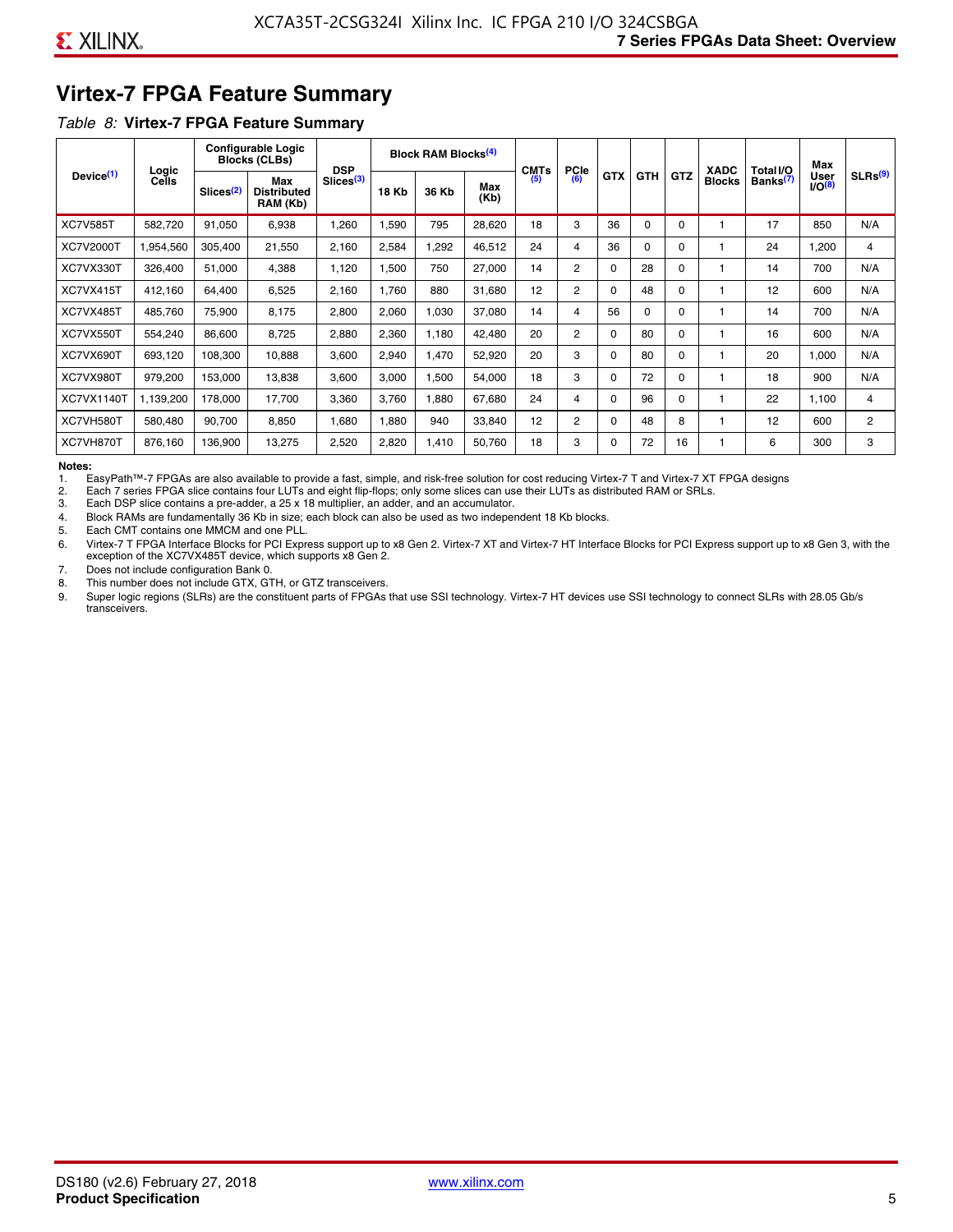## Virtex-7 FPGA Feature Summary

*Table 8:* **Virtex-7 FPGA Feature Summary**

| Device[(1)] | Logic Cells | Configurable Logic Blocks (CLBs) | | DSP Slices[(3)] | Block RAM Blocks[(4)] | | | CMTs[(5)] | PCIe[(6)] | GTX | GTH | GTZ | XADC Blocks | Total I/O Banks[(7)] | Max User I/O[(8)] | SLRs[(9)] |
|---|---|---|---|---|---|---|---|---|---|---|---|---|---|---|---|---|
| | | Slices[(2)] | Max Distributed RAM (Kb) | | 18 Kb | 36 Kb | Max (Kb) | | | | | | | | | |
| XC7V585T | 582,720 | 91,050 | 6,938 | 1,260 | 1,590 | 795 | 28,620 | 18 | 3 | 36 | 0 | 0 | 1 | 17 | 850 | N/A |
| XC7V2000T | 1,954,560 | 305,400 | 21,550 | 2,160 | 2,584 | 1,292 | 46,512 | 24 | 4 | 36 | 0 | 0 | 1 | 24 | 1,200 | 4 |
| XC7VX330T | 326,400 | 51,000 | 4,388 | 1,120 | 1,500 | 750 | 27,000 | 14 | 2 | 0 | 28 | 0 | 1 | 14 | 700 | N/A |
| XC7VX415T | 412,160 | 64,400 | 6,525 | 2,160 | 1,760 | 880 | 31,680 | 12 | 2 | 0 | 48 | 0 | 1 | 12 | 600 | N/A |
| XC7VX485T | 485,760 | 75,900 | 8,175 | 2,800 | 2,060 | 1,030 | 37,080 | 14 | 4 | 56 | 0 | 0 | 1 | 14 | 700 | N/A |
| XC7VX550T | 554,240 | 86,600 | 8,725 | 2,880 | 2,360 | 1,180 | 42,480 | 20 | 2 | 0 | 80 | 0 | 1 | 16 | 600 | N/A |
| XC7VX690T | 693,120 | 108,300 | 10,888 | 3,600 | 2,940 | 1,470 | 52,920 | 20 | 3 | 0 | 80 | 0 | 1 | 20 | 1,000 | N/A |
| XC7VX980T | 979,200 | 153,000 | 13,838 | 3,600 | 3,000 | 1,500 | 54,000 | 18 | 3 | 0 | 72 | 0 | 1 | 18 | 900 | N/A |
| XC7VX1140T | 1,139,200 | 178,000 | 17,700 | 3,360 | 3,760 | 1,880 | 67,680 | 24 | 4 | 0 | 96 | 0 | 1 | 22 | 1,100 | 4 |
| XC7VH580T | 580,480 | 90,700 | 8,850 | 1,680 | 1,880 | 940 | 33,840 | 12 | 2 | 0 | 48 | 8 | 1 | 12 | 600 | 2 |
| XC7VH870T | 876,160 | 136,900 | 13,275 | 2,520 | 2,820 | 1,410 | 50,760 | 18 | 3 | 0 | 72 | 16 | 1 | 6 | 300 | 3 |

**Notes:**

1. EasyPath™-7 FPGAs are also available to provide a fast, simple, and risk-free solution for cost reducing Virtex-7 T and Virtex-7 XT FPGA designs
2. Each 7 series FPGA slice contains four LUTs and eight flip-flops; only some slices can use their LUTs as distributed RAM or SRLs.
3. Each DSP slice contains a pre-adder, a 25 x 18 multiplier, an adder, and an accumulator.
4. Block RAMs are fundamentally 36 Kb in size; each block can also be used as two independent 18 Kb blocks.
5. Each CMT contains one MMCM and one PLL.
6. Virtex-7 T FPGA Interface Blocks for PCI Express support up to x8 Gen 2. Virtex-7 XT and Virtex-7 HT Interface Blocks for PCI Express support up to x8 Gen 3, with the exception of the XC7VX485T device, which supports x8 Gen 2.
7. Does not include configuration Bank 0.
8. This number does not include GTX, GTH, or GTZ transceivers.
9. Super logic regions (SLRs) are the constituent parts of FPGAs that use SSI technology. Virtex-7 HT devices use SSI technology to connect SLRs with 28.05 Gb/s transceivers.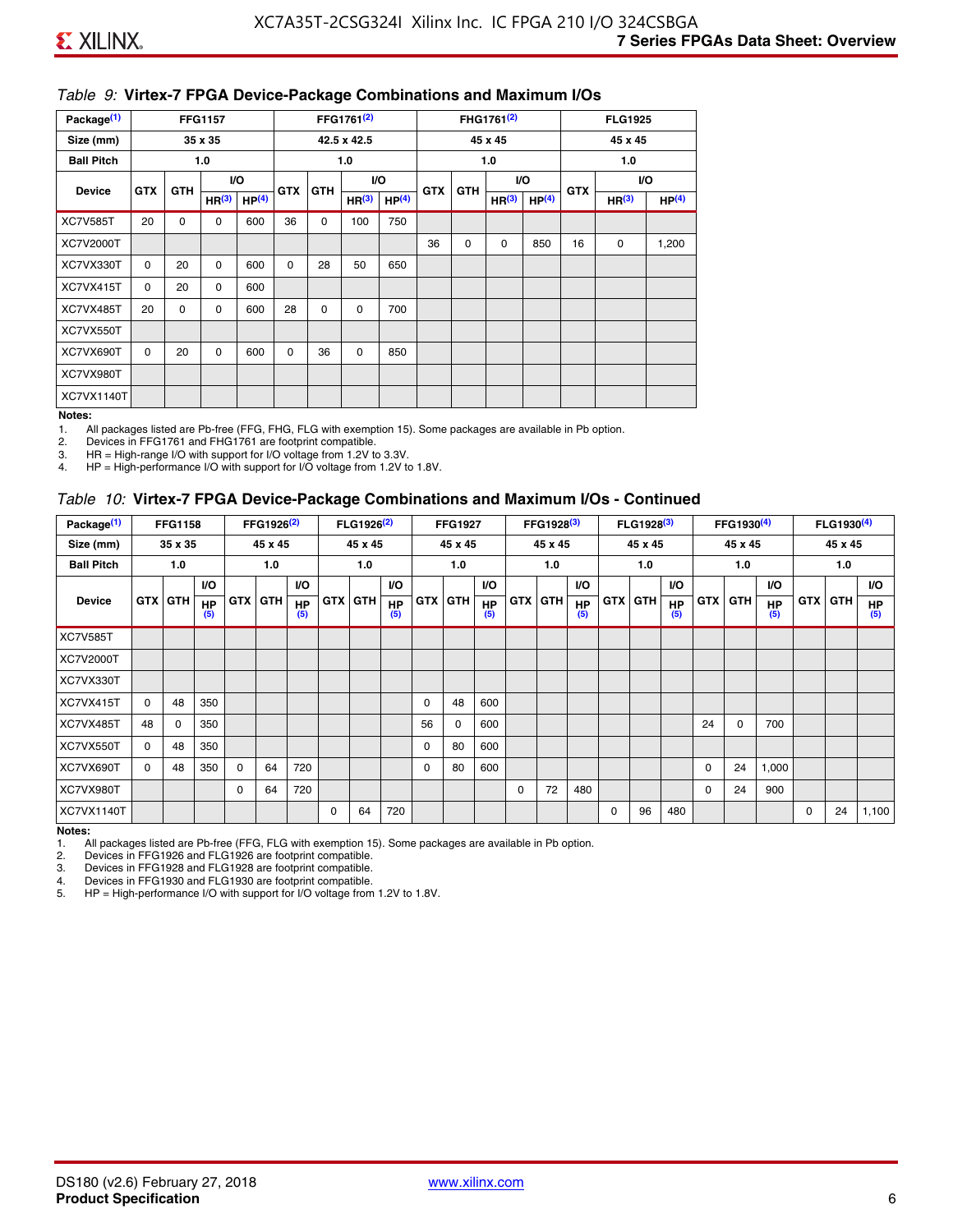*Table 9:* **Virtex-7 FPGA Device-Package Combinations and Maximum I/Os**

| Package[(1)] | FFG1157 | | | | FFG1761[(2)] | | | | FHG1761[(2)] | | | | FLG1925 | | |
|---|---|---|---|---|---|---|---|---|---|---|---|---|---|---|---|
| Size (mm) | 35 x 35 | | | | 42.5 x 42.5 | | | | 45 x 45 | | | | 45 x 45 | | |
| Ball Pitch | 1.0 | | | | 1.0 | | | | 1.0 | | | | 1.0 | | |
| Device | GTX | GTH | I/O | | GTX | GTH | I/O | | GTX | GTH | I/O | | GTX | I/O | |
| | | | HR[(3)] | HP[(4)] | | | HR[(3)] | HP[(4)] | | | HR[(3)] | HP[(4)] | | HR[(3)] | HP[(4)] |
| XC7V585T | 20 | 0 | 0 | 600 | 36 | 0 | 100 | 750 | | | | | | | |
| XC7V2000T | | | | | | | | | 36 | 0 | 0 | 850 | 16 | 0 | 1,200 |
| XC7VX330T | 0 | 20 | 0 | 600 | 0 | 28 | 50 | 650 | | | | | | | |
| XC7VX415T | 0 | 20 | 0 | 600 | | | | | | | | | | | |
| XC7VX485T | 20 | 0 | 0 | 600 | 28 | 0 | 0 | 700 | | | | | | | |
| XC7VX550T | | | | | | | | | | | | | | | |
| XC7VX690T | 0 | 20 | 0 | 600 | 0 | 36 | 0 | 850 | | | | | | | |
| XC7VX980T | | | | | | | | | | | | | | | |
| XC7VX1140T | | | | | | | | | | | | | | | |

**Notes:**
1. All packages listed are Pb-free (FFG, FHG, FLG with exemption 15). Some packages are available in Pb option.
2. Devices in FFG1761 and FHG1761 are footprint compatible.
3. HR = High-range I/O with support for I/O voltage from 1.2V to 3.3V.
4. HP = High-performance I/O with support for I/O voltage from 1.2V to 1.8V.

*Table 10:* **Virtex-7 FPGA Device-Package Combinations and Maximum I/Os - Continued**

| Package[(1)] | FFG1158 | | | FFG1926[(2)] | | | FLG1926[(2)] | | | FFG1927 | | | FFG1928[(3)] | | | FLG1928[(3)] | | | FFG1930[(4)] | | | FLG1930[(4)] | | |
|---|---|---|---|---|---|---|---|---|---|---|---|---|---|---|---|---|---|---|---|---|---|---|---|---|
| Size (mm) | 35 x 35 | | | 45 x 45 | | | 45 x 45 | | | 45 x 45 | | | 45 x 45 | | | 45 x 45 | | | 45 x 45 | | | 45 x 45 | | |
| Ball Pitch | 1.0 | | | 1.0 | | | 1.0 | | | 1.0 | | | 1.0 | | | 1.0 | | | 1.0 | | | 1.0 | | |
| Device | GTX | GTH | I/O | GTX | GTH | I/O | GTX | GTH | I/O | GTX | GTH | I/O | GTX | GTH | I/O | GTX | GTH | I/O | GTX | GTH | I/O | GTX | GTH | I/O |
| | | | HP[(5)] | | | HP[(5)] | | | HP[(5)] | | | HP[(5)] | | | HP[(5)] | | | HP[(5)] | | | HP[(5)] | | | HP[(5)] |
| XC7V585T | | | | | | | | | | | | | | | | | | | | | | | | |
| XC7V2000T | | | | | | | | | | | | | | | | | | | | | | | | |
| XC7VX330T | | | | | | | | | | | | | | | | | | | | | | | | |
| XC7VX415T | 0 | 48 | 350 | | | | | | | 0 | 48 | 600 | | | | | | | | | | | | |
| XC7VX485T | 48 | 0 | 350 | | | | | | | 56 | 0 | 600 | | | | | | | 24 | 0 | 700 | | | |
| XC7VX550T | 0 | 48 | 350 | | | | | | | 0 | 80 | 600 | | | | | | | | | | | | |
| XC7VX690T | 0 | 48 | 350 | 0 | 64 | 720 | | | | 0 | 80 | 600 | | | | | | | 0 | 24 | 1,000 | | | |
| XC7VX980T | | | | 0 | 64 | 720 | | | | | | | 0 | 72 | 480 | | | | 0 | 24 | 900 | | | |
| XC7VX1140T | | | | | | | 0 | 64 | 720 | | | | | | | 0 | 96 | 480 | | | | 0 | 24 | 1,100 |

**Notes:**
1. All packages listed are Pb-free (FFG, FLG with exemption 15). Some packages are available in Pb option.
2. Devices in FFG1926 and FLG1926 are footprint compatible.
3. Devices in FFG1928 and FLG1928 are footprint compatible.
4. Devices in FFG1930 and FLG1930 are footprint compatible.
5. HP = High-performance I/O with support for I/O voltage from 1.2V to 1.8V.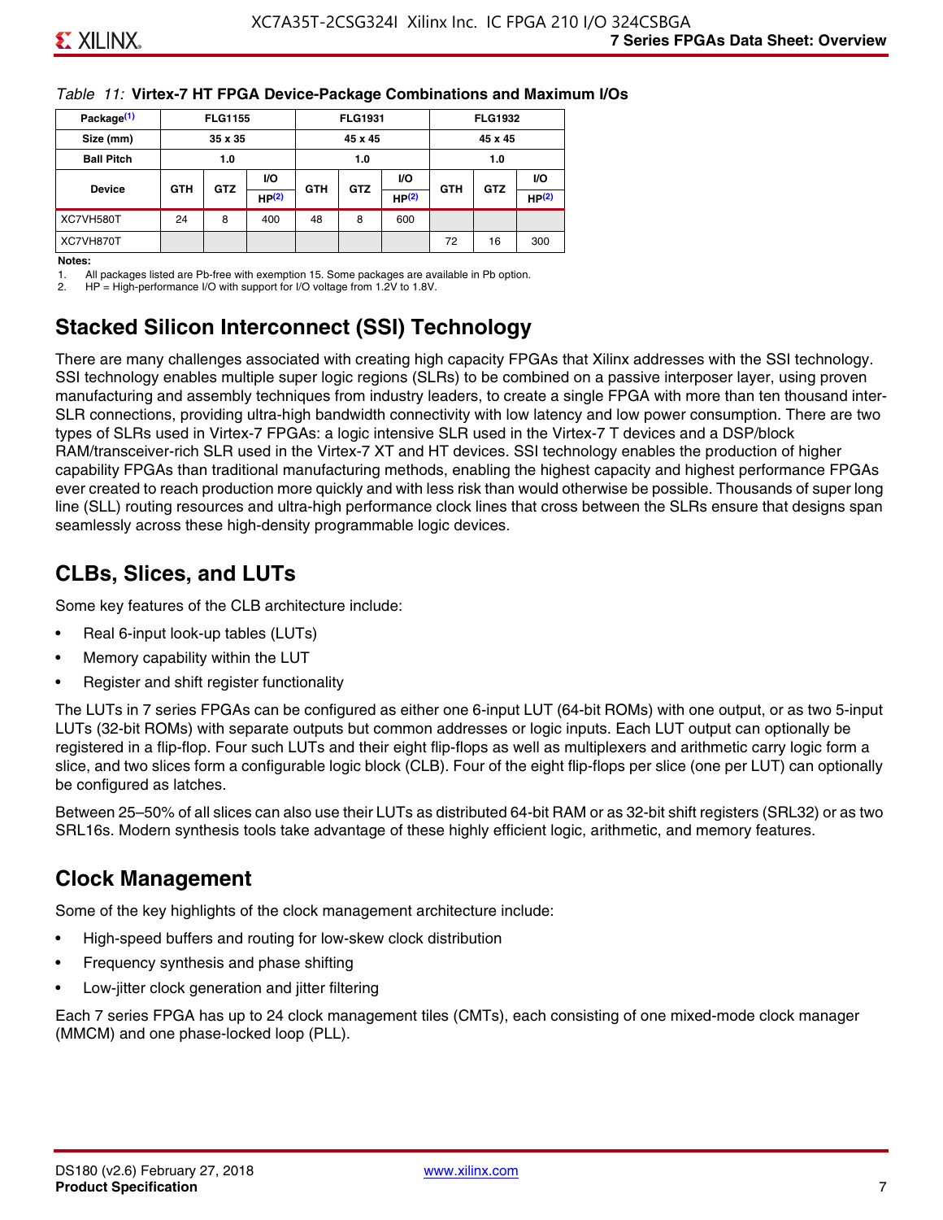*Table 11:* **Virtex-7 HT FPGA Device-Package Combinations and Maximum I/Os**

| Package[(1)] | FLG1155 | | | FLG1931 | | | FLG1932 | | |
|---|---|---|---|---|---|---|---|---|---|
| Size (mm) | 35 x 35 | | | 45 x 45 | | | 45 x 45 | | |
| Ball Pitch | 1.0 | | | 1.0 | | | 1.0 | | |
| Device | GTH | GTZ | I/O HP[(2)] | GTH | GTZ | I/O HP[(2)] | GTH | GTZ | I/O HP[(2)] |
| XC7VH580T | 24 | 8 | 400 | 48 | 8 | 600 | | | |
| XC7VH870T | | | | | | | 72 | 16 | 300 |

**Notes:**

1. All packages listed are Pb-free with exemption 15. Some packages are available in Pb option.
2. HP = High-performance I/O with support for I/O voltage from 1.2V to 1.8V.

## Stacked Silicon Interconnect (SSI) Technology

There are many challenges associated with creating high capacity FPGAs that Xilinx addresses with the SSI technology. SSI technology enables multiple super logic regions (SLRs) to be combined on a passive interposer layer, using proven manufacturing and assembly techniques from industry leaders, to create a single FPGA with more than ten thousand inter-SLR connections, providing ultra-high bandwidth connectivity with low latency and low power consumption. There are two types of SLRs used in Virtex-7 FPGAs: a logic intensive SLR used in the Virtex-7 T devices and a DSP/block RAM/transceiver-rich SLR used in the Virtex-7 XT and HT devices. SSI technology enables the production of higher capability FPGAs than traditional manufacturing methods, enabling the highest capacity and highest performance FPGAs ever created to reach production more quickly and with less risk than would otherwise be possible. Thousands of super long line (SLL) routing resources and ultra-high performance clock lines that cross between the SLRs ensure that designs span seamlessly across these high-density programmable logic devices.

## CLBs, Slices, and LUTs

Some key features of the CLB architecture include:

- Real 6-input look-up tables (LUTs)
- Memory capability within the LUT
- Register and shift register functionality

The LUTs in 7 series FPGAs can be configured as either one 6-input LUT (64-bit ROMs) with one output, or as two 5-input LUTs (32-bit ROMs) with separate outputs but common addresses or logic inputs. Each LUT output can optionally be registered in a flip-flop. Four such LUTs and their eight flip-flops as well as multiplexers and arithmetic carry logic form a slice, and two slices form a configurable logic block (CLB). Four of the eight flip-flops per slice (one per LUT) can optionally be configured as latches.

Between 25–50% of all slices can also use their LUTs as distributed 64-bit RAM or as 32-bit shift registers (SRL32) or as two SRL16s. Modern synthesis tools take advantage of these highly efficient logic, arithmetic, and memory features.

## Clock Management

Some of the key highlights of the clock management architecture include:

- High-speed buffers and routing for low-skew clock distribution
- Frequency synthesis and phase shifting
- Low-jitter clock generation and jitter filtering

Each 7 series FPGA has up to 24 clock management tiles (CMTs), each consisting of one mixed-mode clock manager (MMCM) and one phase-locked loop (PLL).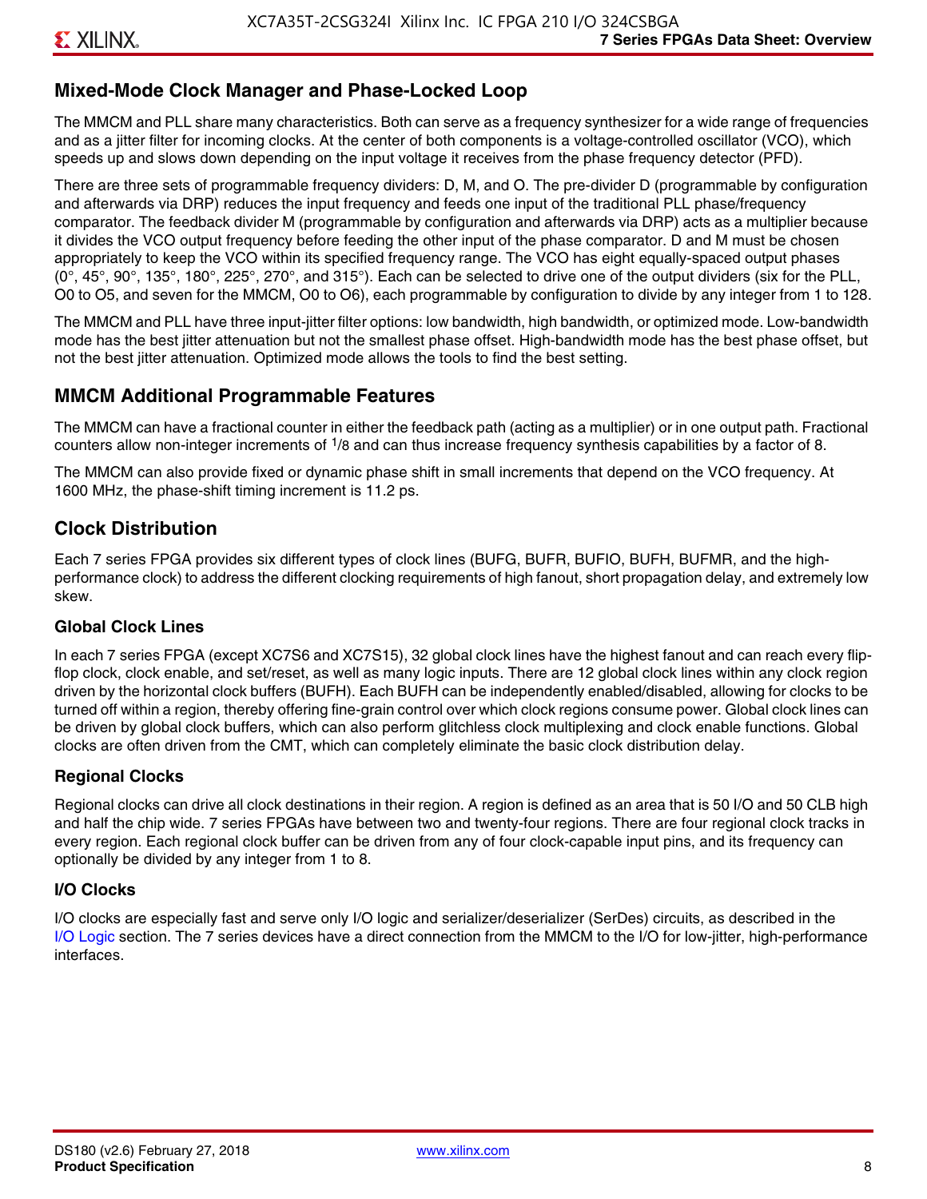## Mixed-Mode Clock Manager and Phase-Locked Loop

The MMCM and PLL share many characteristics. Both can serve as a frequency synthesizer for a wide range of frequencies and as a jitter filter for incoming clocks. At the center of both components is a voltage-controlled oscillator (VCO), which speeds up and slows down depending on the input voltage it receives from the phase frequency detector (PFD).

There are three sets of programmable frequency dividers: D, M, and O. The pre-divider D (programmable by configuration and afterwards via DRP) reduces the input frequency and feeds one input of the traditional PLL phase/frequency comparator. The feedback divider M (programmable by configuration and afterwards via DRP) acts as a multiplier because it divides the VCO output frequency before feeding the other input of the phase comparator. D and M must be chosen appropriately to keep the VCO within its specified frequency range. The VCO has eight equally-spaced output phases (0°, 45°, 90°, 135°, 180°, 225°, 270°, and 315°). Each can be selected to drive one of the output dividers (six for the PLL, O0 to O5, and seven for the MMCM, O0 to O6), each programmable by configuration to divide by any integer from 1 to 128.

The MMCM and PLL have three input-jitter filter options: low bandwidth, high bandwidth, or optimized mode. Low-bandwidth mode has the best jitter attenuation but not the smallest phase offset. High-bandwidth mode has the best phase offset, but not the best jitter attenuation. Optimized mode allows the tools to find the best setting.

## MMCM Additional Programmable Features

The MMCM can have a fractional counter in either the feedback path (acting as a multiplier) or in one output path. Fractional counters allow non-integer increments of $^1/_8$ and can thus increase frequency synthesis capabilities by a factor of 8.

The MMCM can also provide fixed or dynamic phase shift in small increments that depend on the VCO frequency. At 1600 MHz, the phase-shift timing increment is 11.2 ps.

## Clock Distribution

Each 7 series FPGA provides six different types of clock lines (BUFG, BUFR, BUFIO, BUFH, BUFMR, and the high-performance clock) to address the different clocking requirements of high fanout, short propagation delay, and extremely low skew.

### Global Clock Lines

In each 7 series FPGA (except XC7S6 and XC7S15), 32 global clock lines have the highest fanout and can reach every flip-flop clock, clock enable, and set/reset, as well as many logic inputs. There are 12 global clock lines within any clock region driven by the horizontal clock buffers (BUFH). Each BUFH can be independently enabled/disabled, allowing for clocks to be turned off within a region, thereby offering fine-grain control over which clock regions consume power. Global clock lines can be driven by global clock buffers, which can also perform glitchless clock multiplexing and clock enable functions. Global clocks are often driven from the CMT, which can completely eliminate the basic clock distribution delay.

### Regional Clocks

Regional clocks can drive all clock destinations in their region. A region is defined as an area that is 50 I/O and 50 CLB high and half the chip wide. 7 series FPGAs have between two and twenty-four regions. There are four regional clock tracks in every region. Each regional clock buffer can be driven from any of four clock-capable input pins, and its frequency can optionally be divided by any integer from 1 to 8.

### I/O Clocks

I/O clocks are especially fast and serve only I/O logic and serializer/deserializer (SerDes) circuits, as described in the I/O Logic section. The 7 series devices have a direct connection from the MMCM to the I/O for low-jitter, high-performance interfaces.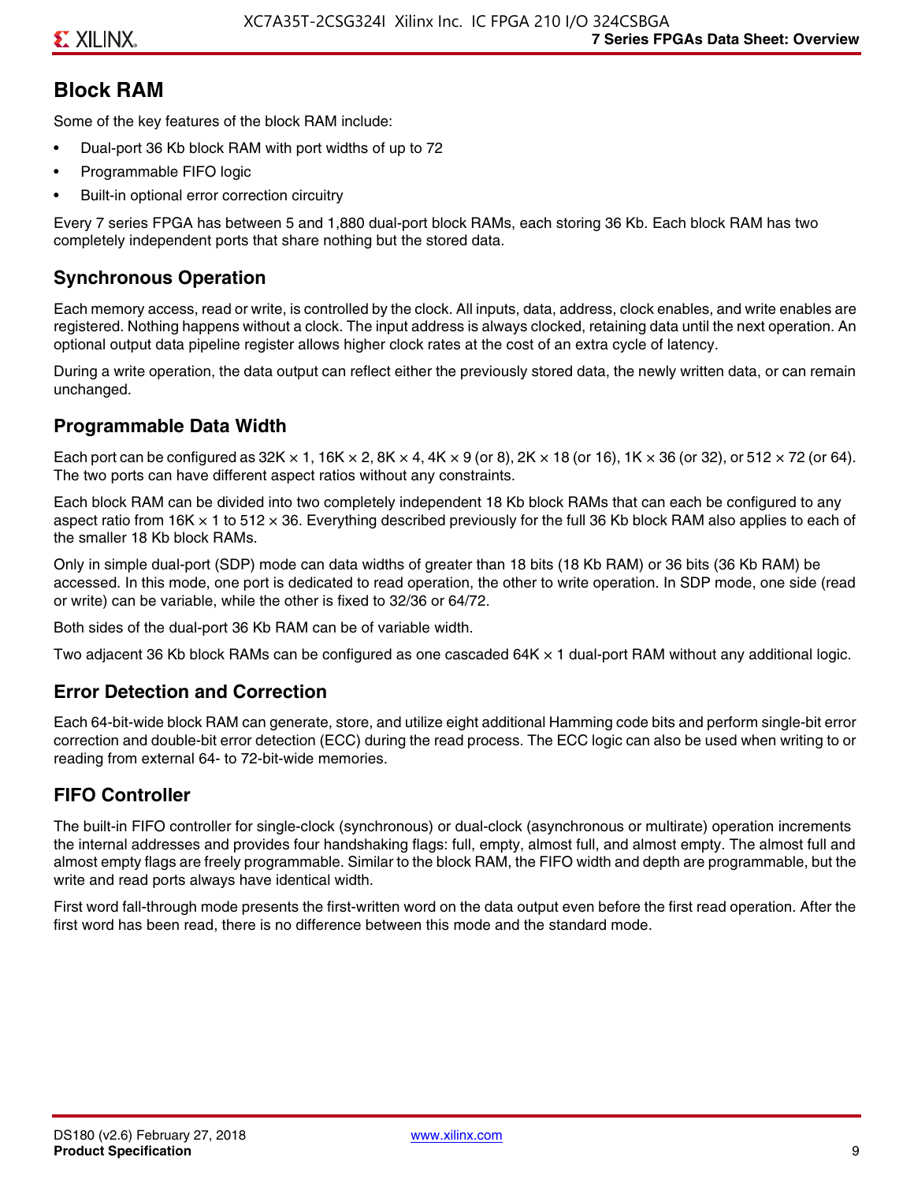## Block RAM

Some of the key features of the block RAM include:

- Dual-port 36 Kb block RAM with port widths of up to 72
- Programmable FIFO logic
- Built-in optional error correction circuitry

Every 7 series FPGA has between 5 and 1,880 dual-port block RAMs, each storing 36 Kb. Each block RAM has two completely independent ports that share nothing but the stored data.

### Synchronous Operation

Each memory access, read or write, is controlled by the clock. All inputs, data, address, clock enables, and write enables are registered. Nothing happens without a clock. The input address is always clocked, retaining data until the next operation. An optional output data pipeline register allows higher clock rates at the cost of an extra cycle of latency.

During a write operation, the data output can reflect either the previously stored data, the newly written data, or can remain unchanged.

### Programmable Data Width

Each port can be configured as 32K × 1, 16K × 2, 8K × 4, 4K × 9 (or 8), 2K × 18 (or 16), 1K × 36 (or 32), or 512 × 72 (or 64). The two ports can have different aspect ratios without any constraints.

Each block RAM can be divided into two completely independent 18 Kb block RAMs that can each be configured to any aspect ratio from 16K × 1 to 512 × 36. Everything described previously for the full 36 Kb block RAM also applies to each of the smaller 18 Kb block RAMs.

Only in simple dual-port (SDP) mode can data widths of greater than 18 bits (18 Kb RAM) or 36 bits (36 Kb RAM) be accessed. In this mode, one port is dedicated to read operation, the other to write operation. In SDP mode, one side (read or write) can be variable, while the other is fixed to 32/36 or 64/72.

Both sides of the dual-port 36 Kb RAM can be of variable width.

Two adjacent 36 Kb block RAMs can be configured as one cascaded 64K × 1 dual-port RAM without any additional logic.

### Error Detection and Correction

Each 64-bit-wide block RAM can generate, store, and utilize eight additional Hamming code bits and perform single-bit error correction and double-bit error detection (ECC) during the read process. The ECC logic can also be used when writing to or reading from external 64- to 72-bit-wide memories.

### FIFO Controller

The built-in FIFO controller for single-clock (synchronous) or dual-clock (asynchronous or multirate) operation increments the internal addresses and provides four handshaking flags: full, empty, almost full, and almost empty. The almost full and almost empty flags are freely programmable. Similar to the block RAM, the FIFO width and depth are programmable, but the write and read ports always have identical width.

First word fall-through mode presents the first-written word on the data output even before the first read operation. After the first word has been read, there is no difference between this mode and the standard mode.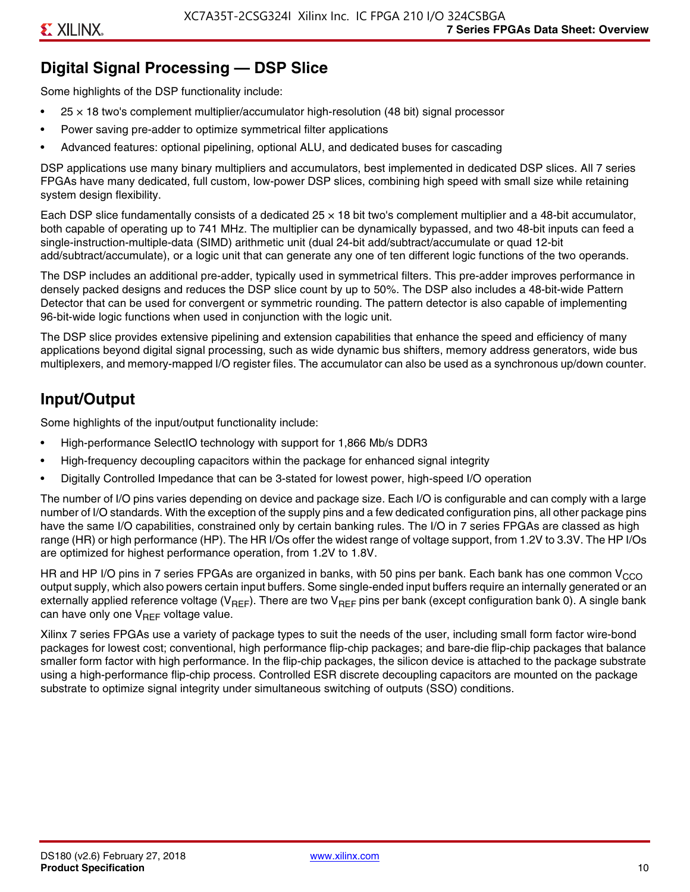## Digital Signal Processing — DSP Slice

Some highlights of the DSP functionality include:

- 25 × 18 two's complement multiplier/accumulator high-resolution (48 bit) signal processor
- Power saving pre-adder to optimize symmetrical filter applications
- Advanced features: optional pipelining, optional ALU, and dedicated buses for cascading

DSP applications use many binary multipliers and accumulators, best implemented in dedicated DSP slices. All 7 series FPGAs have many dedicated, full custom, low-power DSP slices, combining high speed with small size while retaining system design flexibility.

Each DSP slice fundamentally consists of a dedicated 25 × 18 bit two's complement multiplier and a 48-bit accumulator, both capable of operating up to 741 MHz. The multiplier can be dynamically bypassed, and two 48-bit inputs can feed a single-instruction-multiple-data (SIMD) arithmetic unit (dual 24-bit add/subtract/accumulate or quad 12-bit add/subtract/accumulate), or a logic unit that can generate any one of ten different logic functions of the two operands.

The DSP includes an additional pre-adder, typically used in symmetrical filters. This pre-adder improves performance in densely packed designs and reduces the DSP slice count by up to 50%. The DSP also includes a 48-bit-wide Pattern Detector that can be used for convergent or symmetric rounding. The pattern detector is also capable of implementing 96-bit-wide logic functions when used in conjunction with the logic unit.

The DSP slice provides extensive pipelining and extension capabilities that enhance the speed and efficiency of many applications beyond digital signal processing, such as wide dynamic bus shifters, memory address generators, wide bus multiplexers, and memory-mapped I/O register files. The accumulator can also be used as a synchronous up/down counter.

## Input/Output

Some highlights of the input/output functionality include:

- High-performance SelectIO technology with support for 1,866 Mb/s DDR3
- High-frequency decoupling capacitors within the package for enhanced signal integrity
- Digitally Controlled Impedance that can be 3-stated for lowest power, high-speed I/O operation

The number of I/O pins varies depending on device and package size. Each I/O is configurable and can comply with a large number of I/O standards. With the exception of the supply pins and a few dedicated configuration pins, all other package pins have the same I/O capabilities, constrained only by certain banking rules. The I/O in 7 series FPGAs are classed as high range (HR) or high performance (HP). The HR I/Os offer the widest range of voltage support, from 1.2V to 3.3V. The HP I/Os are optimized for highest performance operation, from 1.2V to 1.8V.

HR and HP I/O pins in 7 series FPGAs are organized in banks, with 50 pins per bank. Each bank has one common $V_{CCO}$ output supply, which also powers certain input buffers. Some single-ended input buffers require an internally generated or an externally applied reference voltage ($V_{REF}$). There are two $V_{REF}$ pins per bank (except configuration bank 0). A single bank can have only one $V_{REF}$ voltage value.

Xilinx 7 series FPGAs use a variety of package types to suit the needs of the user, including small form factor wire-bond packages for lowest cost; conventional, high performance flip-chip packages; and bare-die flip-chip packages that balance smaller form factor with high performance. In the flip-chip packages, the silicon device is attached to the package substrate using a high-performance flip-chip process. Controlled ESR discrete decoupling capacitors are mounted on the package substrate to optimize signal integrity under simultaneous switching of outputs (SSO) conditions.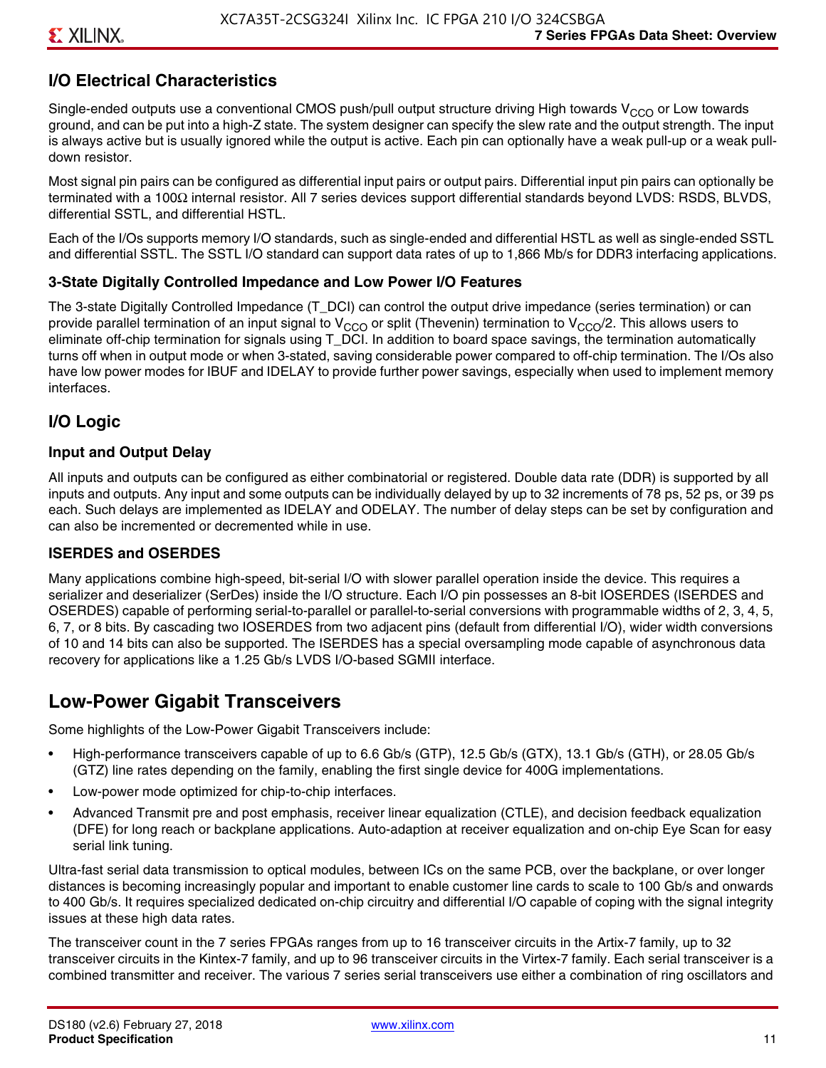## I/O Electrical Characteristics

Single-ended outputs use a conventional CMOS push/pull output structure driving High towards $V_{CCO}$ or Low towards ground, and can be put into a high-Z state. The system designer can specify the slew rate and the output strength. The input is always active but is usually ignored while the output is active. Each pin can optionally have a weak pull-up or a weak pull-down resistor.

Most signal pin pairs can be configured as differential input pairs or output pairs. Differential input pin pairs can optionally be terminated with a 100Ω internal resistor. All 7 series devices support differential standards beyond LVDS: RSDS, BLVDS, differential SSTL, and differential HSTL.

Each of the I/Os supports memory I/O standards, such as single-ended and differential HSTL as well as single-ended SSTL and differential SSTL. The SSTL I/O standard can support data rates of up to 1,866 Mb/s for DDR3 interfacing applications.

### 3-State Digitally Controlled Impedance and Low Power I/O Features

The 3-state Digitally Controlled Impedance (T_DCI) can control the output drive impedance (series termination) or can provide parallel termination of an input signal to $V_{CCO}$ or split (Thevenin) termination to $V_{CCO}/2$. This allows users to eliminate off-chip termination for signals using T_DCI. In addition to board space savings, the termination automatically turns off when in output mode or when 3-stated, saving considerable power compared to off-chip termination. The I/Os also have low power modes for IBUF and IDELAY to provide further power savings, especially when used to implement memory interfaces.

## I/O Logic

### Input and Output Delay

All inputs and outputs can be configured as either combinatorial or registered. Double data rate (DDR) is supported by all inputs and outputs. Any input and some outputs can be individually delayed by up to 32 increments of 78 ps, 52 ps, or 39 ps each. Such delays are implemented as IDELAY and ODELAY. The number of delay steps can be set by configuration and can also be incremented or decremented while in use.

### ISERDES and OSERDES

Many applications combine high-speed, bit-serial I/O with slower parallel operation inside the device. This requires a serializer and deserializer (SerDes) inside the I/O structure. Each I/O pin possesses an 8-bit IOSERDES (ISERDES and OSERDES) capable of performing serial-to-parallel or parallel-to-serial conversions with programmable widths of 2, 3, 4, 5, 6, 7, or 8 bits. By cascading two IOSERDES from two adjacent pins (default from differential I/O), wider width conversions of 10 and 14 bits can also be supported. The ISERDES has a special oversampling mode capable of asynchronous data recovery for applications like a 1.25 Gb/s LVDS I/O-based SGMII interface.

## Low-Power Gigabit Transceivers

Some highlights of the Low-Power Gigabit Transceivers include:

- High-performance transceivers capable of up to 6.6 Gb/s (GTP), 12.5 Gb/s (GTX), 13.1 Gb/s (GTH), or 28.05 Gb/s (GTZ) line rates depending on the family, enabling the first single device for 400G implementations.
- Low-power mode optimized for chip-to-chip interfaces.
- Advanced Transmit pre and post emphasis, receiver linear equalization (CTLE), and decision feedback equalization (DFE) for long reach or backplane applications. Auto-adaption at receiver equalization and on-chip Eye Scan for easy serial link tuning.

Ultra-fast serial data transmission to optical modules, between ICs on the same PCB, over the backplane, or over longer distances is becoming increasingly popular and important to enable customer line cards to scale to 100 Gb/s and onwards to 400 Gb/s. It requires specialized dedicated on-chip circuitry and differential I/O capable of coping with the signal integrity issues at these high data rates.

The transceiver count in the 7 series FPGAs ranges from up to 16 transceiver circuits in the Artix-7 family, up to 32 transceiver circuits in the Kintex-7 family, and up to 96 transceiver circuits in the Virtex-7 family. Each serial transceiver is a combined transmitter and receiver. The various 7 series serial transceivers use either a combination of ring oscillators and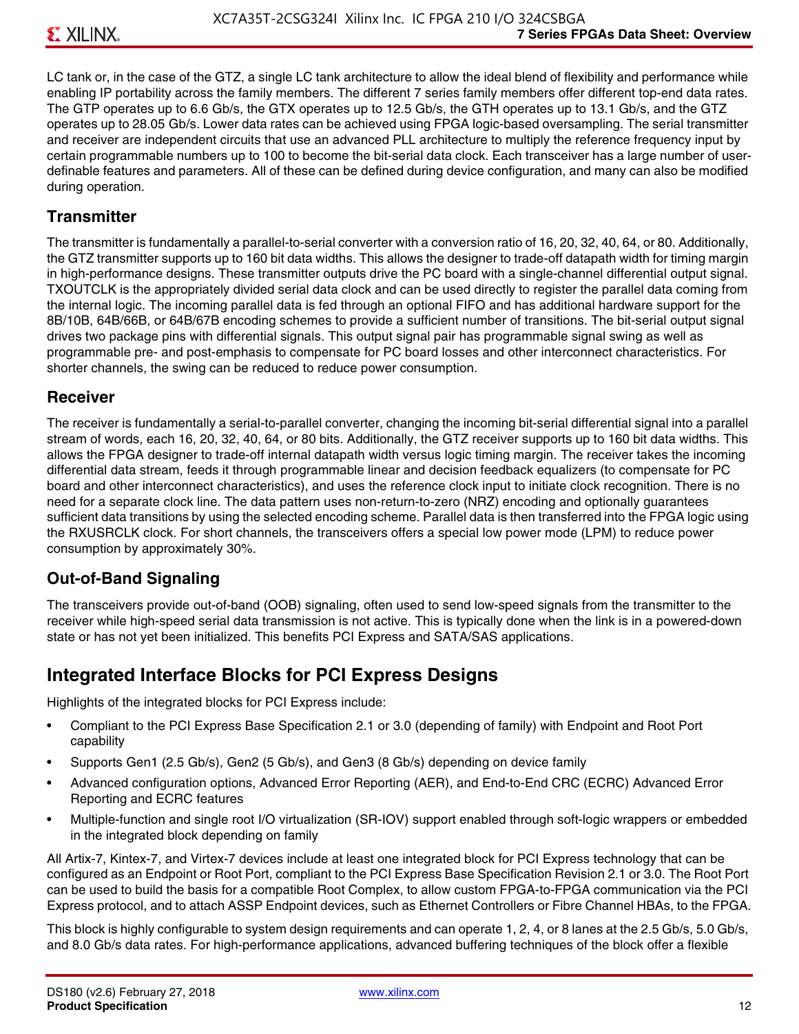LC tank or, in the case of the GTZ, a single LC tank architecture to allow the ideal blend of flexibility and performance while enabling IP portability across the family members. The different 7 series family members offer different top-end data rates. The GTP operates up to 6.6 Gb/s, the GTX operates up to 12.5 Gb/s, the GTH operates up to 13.1 Gb/s, and the GTZ operates up to 28.05 Gb/s. Lower data rates can be achieved using FPGA logic-based oversampling. The serial transmitter and receiver are independent circuits that use an advanced PLL architecture to multiply the reference frequency input by certain programmable numbers up to 100 to become the bit-serial data clock. Each transceiver has a large number of user-definable features and parameters. All of these can be defined during device configuration, and many can also be modified during operation.

### Transmitter

The transmitter is fundamentally a parallel-to-serial converter with a conversion ratio of 16, 20, 32, 40, 64, or 80. Additionally, the GTZ transmitter supports up to 160 bit data widths. This allows the designer to trade-off datapath width for timing margin in high-performance designs. These transmitter outputs drive the PC board with a single-channel differential output signal. TXOUTCLK is the appropriately divided serial data clock and can be used directly to register the parallel data coming from the internal logic. The incoming parallel data is fed through an optional FIFO and has additional hardware support for the 8B/10B, 64B/66B, or 64B/67B encoding schemes to provide a sufficient number of transitions. The bit-serial output signal drives two package pins with differential signals. This output signal pair has programmable signal swing as well as programmable pre- and post-emphasis to compensate for PC board losses and other interconnect characteristics. For shorter channels, the swing can be reduced to reduce power consumption.

### Receiver

The receiver is fundamentally a serial-to-parallel converter, changing the incoming bit-serial differential signal into a parallel stream of words, each 16, 20, 32, 40, 64, or 80 bits. Additionally, the GTZ receiver supports up to 160 bit data widths. This allows the FPGA designer to trade-off internal datapath width versus logic timing margin. The receiver takes the incoming differential data stream, feeds it through programmable linear and decision feedback equalizers (to compensate for PC board and other interconnect characteristics), and uses the reference clock input to initiate clock recognition. There is no need for a separate clock line. The data pattern uses non-return-to-zero (NRZ) encoding and optionally guarantees sufficient data transitions by using the selected encoding scheme. Parallel data is then transferred into the FPGA logic using the RXUSRCLK clock. For short channels, the transceivers offers a special low power mode (LPM) to reduce power consumption by approximately 30%.

### Out-of-Band Signaling

The transceivers provide out-of-band (OOB) signaling, often used to send low-speed signals from the transmitter to the receiver while high-speed serial data transmission is not active. This is typically done when the link is in a powered-down state or has not yet been initialized. This benefits PCI Express and SATA/SAS applications.

## Integrated Interface Blocks for PCI Express Designs

Highlights of the integrated blocks for PCI Express include:

- Compliant to the PCI Express Base Specification 2.1 or 3.0 (depending of family) with Endpoint and Root Port capability
- Supports Gen1 (2.5 Gb/s), Gen2 (5 Gb/s), and Gen3 (8 Gb/s) depending on device family
- Advanced configuration options, Advanced Error Reporting (AER), and End-to-End CRC (ECRC) Advanced Error Reporting and ECRC features
- Multiple-function and single root I/O virtualization (SR-IOV) support enabled through soft-logic wrappers or embedded in the integrated block depending on family

All Artix-7, Kintex-7, and Virtex-7 devices include at least one integrated block for PCI Express technology that can be configured as an Endpoint or Root Port, compliant to the PCI Express Base Specification Revision 2.1 or 3.0. The Root Port can be used to build the basis for a compatible Root Complex, to allow custom FPGA-to-FPGA communication via the PCI Express protocol, and to attach ASSP Endpoint devices, such as Ethernet Controllers or Fibre Channel HBAs, to the FPGA.

This block is highly configurable to system design requirements and can operate 1, 2, 4, or 8 lanes at the 2.5 Gb/s, 5.0 Gb/s, and 8.0 Gb/s data rates. For high-performance applications, advanced buffering techniques of the block offer a flexible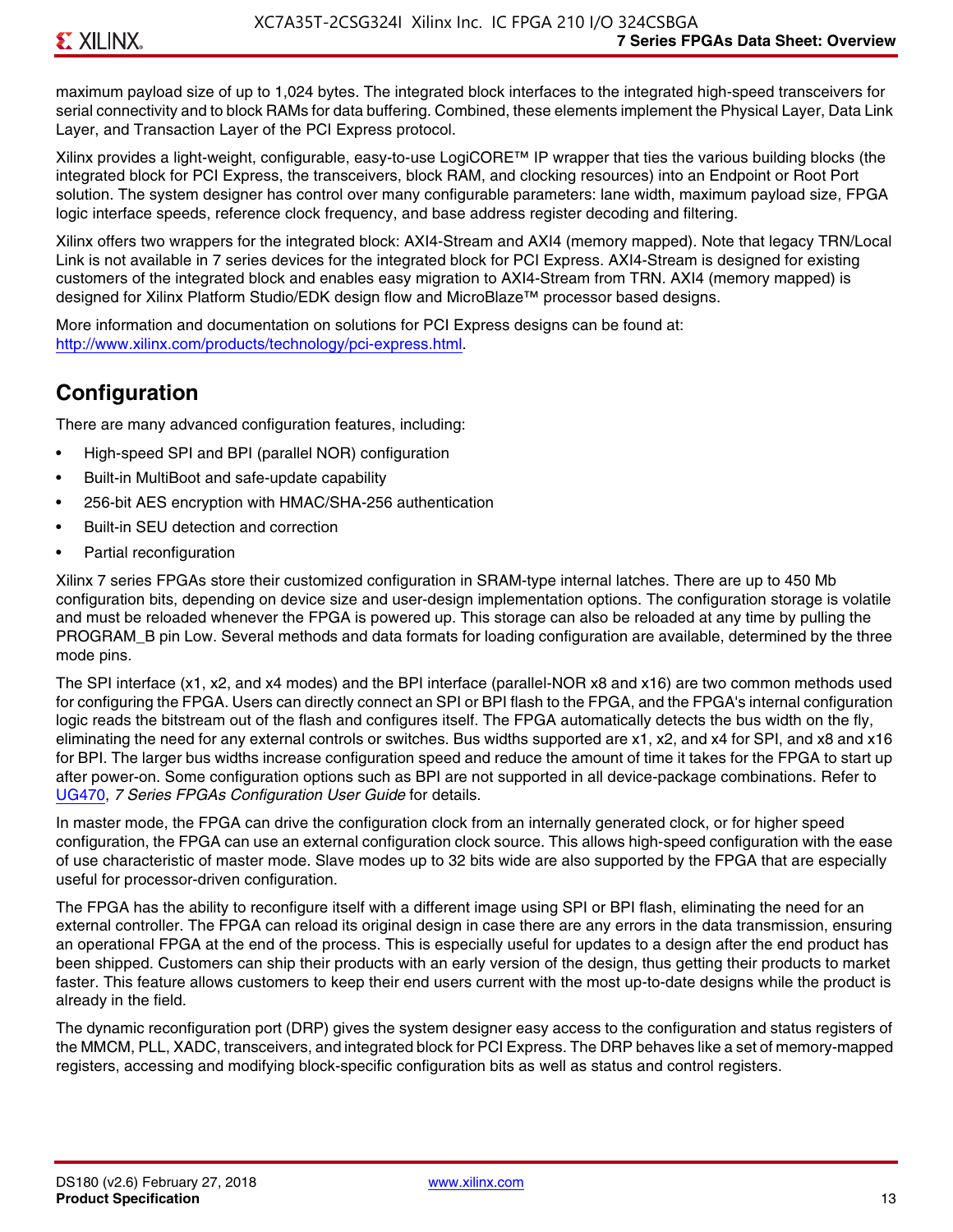maximum payload size of up to 1,024 bytes. The integrated block interfaces to the integrated high-speed transceivers for serial connectivity and to block RAMs for data buffering. Combined, these elements implement the Physical Layer, Data Link Layer, and Transaction Layer of the PCI Express protocol.

Xilinx provides a light-weight, configurable, easy-to-use LogiCORE™ IP wrapper that ties the various building blocks (the integrated block for PCI Express, the transceivers, block RAM, and clocking resources) into an Endpoint or Root Port solution. The system designer has control over many configurable parameters: lane width, maximum payload size, FPGA logic interface speeds, reference clock frequency, and base address register decoding and filtering.

Xilinx offers two wrappers for the integrated block: AXI4-Stream and AXI4 (memory mapped). Note that legacy TRN/Local Link is not available in 7 series devices for the integrated block for PCI Express. AXI4-Stream is designed for existing customers of the integrated block and enables easy migration to AXI4-Stream from TRN. AXI4 (memory mapped) is designed for Xilinx Platform Studio/EDK design flow and MicroBlaze™ processor based designs.

More information and documentation on solutions for PCI Express designs can be found at: http://www.xilinx.com/products/technology/pci-express.html.

## Configuration

There are many advanced configuration features, including:

- High-speed SPI and BPI (parallel NOR) configuration
- Built-in MultiBoot and safe-update capability
- 256-bit AES encryption with HMAC/SHA-256 authentication
- Built-in SEU detection and correction
- Partial reconfiguration

Xilinx 7 series FPGAs store their customized configuration in SRAM-type internal latches. There are up to 450 Mb configuration bits, depending on device size and user-design implementation options. The configuration storage is volatile and must be reloaded whenever the FPGA is powered up. This storage can also be reloaded at any time by pulling the PROGRAM_B pin Low. Several methods and data formats for loading configuration are available, determined by the three mode pins.

The SPI interface (x1, x2, and x4 modes) and the BPI interface (parallel-NOR x8 and x16) are two common methods used for configuring the FPGA. Users can directly connect an SPI or BPI flash to the FPGA, and the FPGA's internal configuration logic reads the bitstream out of the flash and configures itself. The FPGA automatically detects the bus width on the fly, eliminating the need for any external controls or switches. Bus widths supported are x1, x2, and x4 for SPI, and x8 and x16 for BPI. The larger bus widths increase configuration speed and reduce the amount of time it takes for the FPGA to start up after power-on. Some configuration options such as BPI are not supported in all device-package combinations. Refer to UG470, *7 Series FPGAs Configuration User Guide* for details.

In master mode, the FPGA can drive the configuration clock from an internally generated clock, or for higher speed configuration, the FPGA can use an external configuration clock source. This allows high-speed configuration with the ease of use characteristic of master mode. Slave modes up to 32 bits wide are also supported by the FPGA that are especially useful for processor-driven configuration.

The FPGA has the ability to reconfigure itself with a different image using SPI or BPI flash, eliminating the need for an external controller. The FPGA can reload its original design in case there are any errors in the data transmission, ensuring an operational FPGA at the end of the process. This is especially useful for updates to a design after the end product has been shipped. Customers can ship their products with an early version of the design, thus getting their products to market faster. This feature allows customers to keep their end users current with the most up-to-date designs while the product is already in the field.

The dynamic reconfiguration port (DRP) gives the system designer easy access to the configuration and status registers of the MMCM, PLL, XADC, transceivers, and integrated block for PCI Express. The DRP behaves like a set of memory-mapped registers, accessing and modifying block-specific configuration bits as well as status and control registers.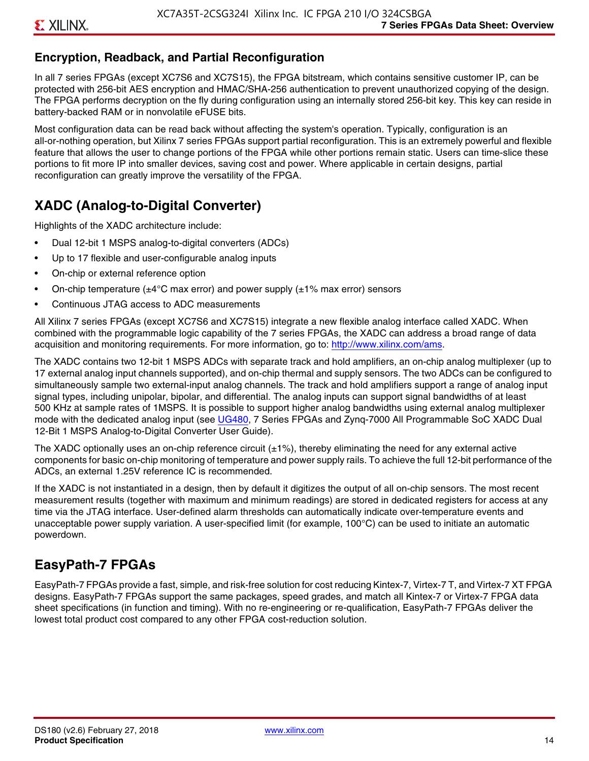## Encryption, Readback, and Partial Reconfiguration

In all 7 series FPGAs (except XC7S6 and XC7S15), the FPGA bitstream, which contains sensitive customer IP, can be protected with 256-bit AES encryption and HMAC/SHA-256 authentication to prevent unauthorized copying of the design. The FPGA performs decryption on the fly during configuration using an internally stored 256-bit key. This key can reside in battery-backed RAM or in nonvolatile eFUSE bits.

Most configuration data can be read back without affecting the system's operation. Typically, configuration is an all-or-nothing operation, but Xilinx 7 series FPGAs support partial reconfiguration. This is an extremely powerful and flexible feature that allows the user to change portions of the FPGA while other portions remain static. Users can time-slice these portions to fit more IP into smaller devices, saving cost and power. Where applicable in certain designs, partial reconfiguration can greatly improve the versatility of the FPGA.

## XADC (Analog-to-Digital Converter)

Highlights of the XADC architecture include:

- Dual 12-bit 1 MSPS analog-to-digital converters (ADCs)
- Up to 17 flexible and user-configurable analog inputs
- On-chip or external reference option
- On-chip temperature (±4°C max error) and power supply (±1% max error) sensors
- Continuous JTAG access to ADC measurements

All Xilinx 7 series FPGAs (except XC7S6 and XC7S15) integrate a new flexible analog interface called XADC. When combined with the programmable logic capability of the 7 series FPGAs, the XADC can address a broad range of data acquisition and monitoring requirements. For more information, go to: http://www.xilinx.com/ams.

The XADC contains two 12-bit 1 MSPS ADCs with separate track and hold amplifiers, an on-chip analog multiplexer (up to 17 external analog input channels supported), and on-chip thermal and supply sensors. The two ADCs can be configured to simultaneously sample two external-input analog channels. The track and hold amplifiers support a range of analog input signal types, including unipolar, bipolar, and differential. The analog inputs can support signal bandwidths of at least 500 KHz at sample rates of 1MSPS. It is possible to support higher analog bandwidths using external analog multiplexer mode with the dedicated analog input (see UG480, 7 Series FPGAs and Zynq-7000 All Programmable SoC XADC Dual 12-Bit 1 MSPS Analog-to-Digital Converter User Guide).

The XADC optionally uses an on-chip reference circuit (±1%), thereby eliminating the need for any external active components for basic on-chip monitoring of temperature and power supply rails. To achieve the full 12-bit performance of the ADCs, an external 1.25V reference IC is recommended.

If the XADC is not instantiated in a design, then by default it digitizes the output of all on-chip sensors. The most recent measurement results (together with maximum and minimum readings) are stored in dedicated registers for access at any time via the JTAG interface. User-defined alarm thresholds can automatically indicate over-temperature events and unacceptable power supply variation. A user-specified limit (for example, 100°C) can be used to initiate an automatic powerdown.

## EasyPath-7 FPGAs

EasyPath-7 FPGAs provide a fast, simple, and risk-free solution for cost reducing Kintex-7, Virtex-7 T, and Virtex-7 XT FPGA designs. EasyPath-7 FPGAs support the same packages, speed grades, and match all Kintex-7 or Virtex-7 FPGA data sheet specifications (in function and timing). With no re-engineering or re-qualification, EasyPath-7 FPGAs deliver the lowest total product cost compared to any other FPGA cost-reduction solution.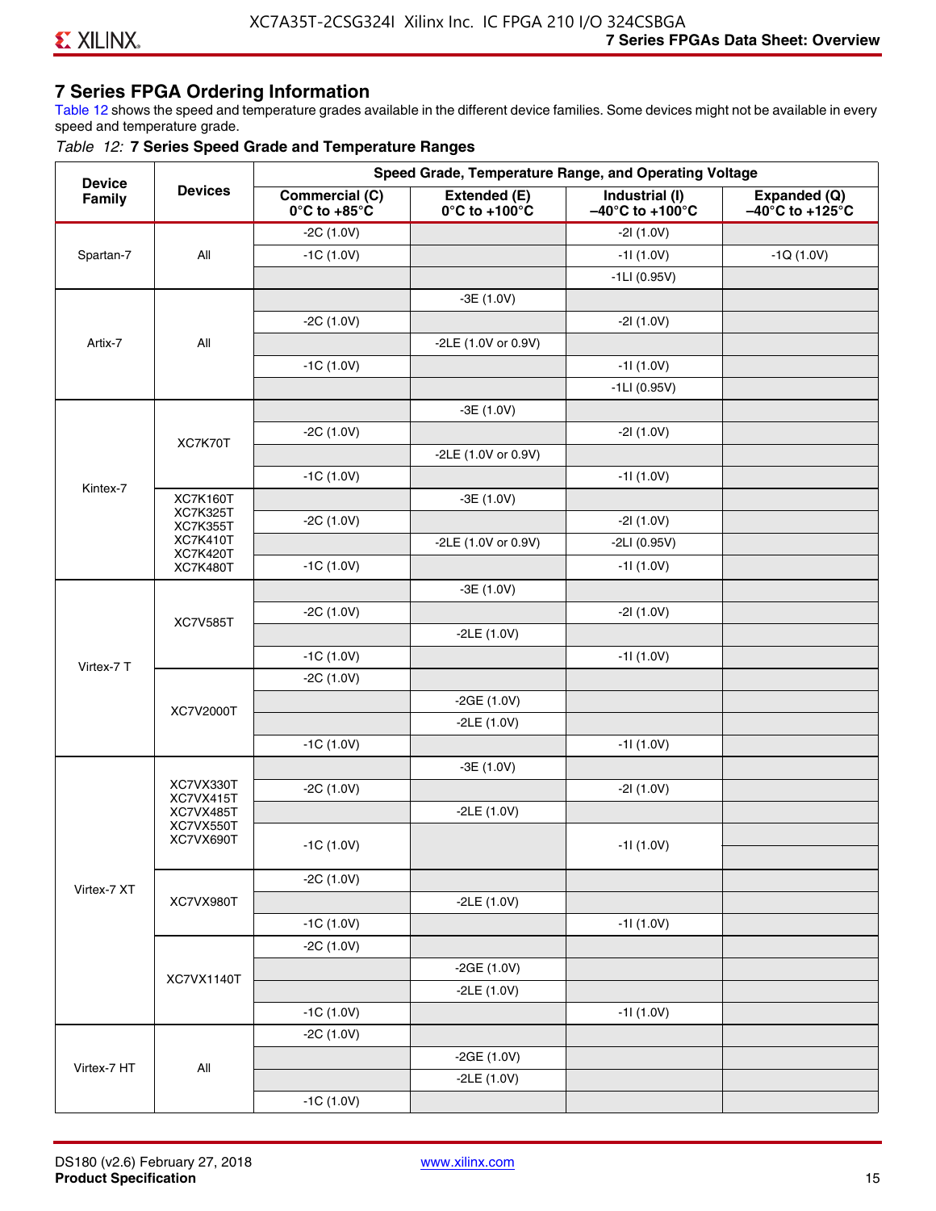## 7 Series FPGA Ordering Information

Table 12 shows the speed and temperature grades available in the different device families. Some devices might not be available in every speed and temperature grade.

*Table 12:* **7 Series Speed Grade and Temperature Ranges**

| Device Family | Devices | Speed Grade, Temperature Range, and Operating Voltage | | | |
|---|---|---|---|---|---|
| | | Commercial (C) 0°C to +85°C | Extended (E) 0°C to +100°C | Industrial (I) –40°C to +100°C | Expanded (Q) –40°C to +125°C |
| Spartan-7 | All | -2C (1.0V) | | -2I (1.0V) | |
| | | -1C (1.0V) | | -1I (1.0V) | -1Q (1.0V) |
| | | | | -1LI (0.95V) | |
| Artix-7 | All | | -3E (1.0V) | | |
| | | -2C (1.0V) | | -2I (1.0V) | |
| | | | -2LE (1.0V or 0.9V) | | |
| | | -1C (1.0V) | | -1I (1.0V) | |
| | | | | -1LI (0.95V) | |
| Kintex-7 | XC7K70T | | -3E (1.0V) | | |
| | | -2C (1.0V) | | -2I (1.0V) | |
| | | | -2LE (1.0V or 0.9V) | | |
| | | -1C (1.0V) | | -1I (1.0V) | |
| | XC7K160T XC7K325T XC7K355T XC7K410T XC7K420T XC7K480T | | -3E (1.0V) | | |
| | | -2C (1.0V) | | -2I (1.0V) | |
| | | | -2LE (1.0V or 0.9V) | -2LI (0.95V) | |
| | | -1C (1.0V) | | -1I (1.0V) | |
| Virtex-7 T | XC7V585T | | -3E (1.0V) | | |
| | | -2C (1.0V) | | -2I (1.0V) | |
| | | | -2LE (1.0V) | | |
| | | -1C (1.0V) | | -1I (1.0V) | |
| | XC7V2000T | -2C (1.0V) | | | |
| | | | -2GE (1.0V) | | |
| | | | -2LE (1.0V) | | |
| | | -1C (1.0V) | | -1I (1.0V) | |
| Virtex-7 XT | XC7VX330T XC7VX415T XC7VX485T XC7VX550T XC7VX690T | | -3E (1.0V) | | |
| | | -2C (1.0V) | | -2I (1.0V) | |
| | | | -2LE (1.0V) | | |
| | | -1C (1.0V) | | -1I (1.0V) | |
| | XC7VX980T | -2C (1.0V) | | | |
| | | | -2LE (1.0V) | | |
| | | -1C (1.0V) | | -1I (1.0V) | |
| | XC7VX1140T | -2C (1.0V) | | | |
| | | | -2GE (1.0V) | | |
| | | | -2LE (1.0V) | | |
| | | -1C (1.0V) | | -1I (1.0V) | |
| Virtex-7 HT | All | -2C (1.0V) | | | |
| | | | -2GE (1.0V) | | |
| | | | -2LE (1.0V) | | |
| | | -1C (1.0V) | | | |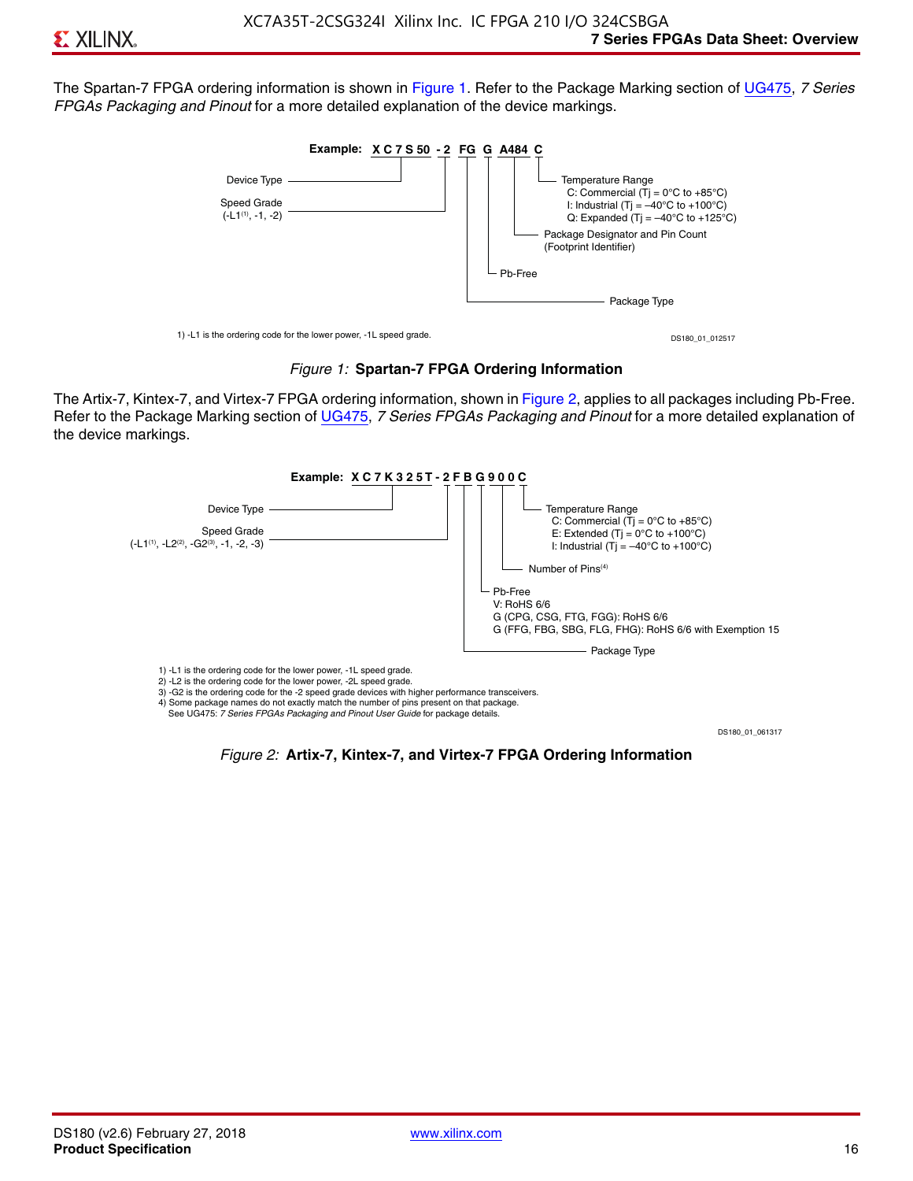The Spartan-7 FPGA ordering information is shown in Figure 1. Refer to the Package Marking section of UG475, *7 Series FPGAs Packaging and Pinout* for a more detailed explanation of the device markings.

Example: XC7S50 -2 FG G A484 C

Device Type

Speed Grade
(-L1[1], -1, -2)

Temperature Range
C: Commercial (Tj = 0°C to +85°C)
I: Industrial (Tj = –40°C to +100°C)
Q: Expanded (Tj = –40°C to +125°C)

Package Designator and Pin Count
(Footprint Identifier)

Pb-Free

Package Type

1) -L1 is the ordering code for the lower power, -1L speed grade.

DS180_01_012517

*Figure 1:* **Spartan-7 FPGA Ordering Information**

The Artix-7, Kintex-7, and Virtex-7 FPGA ordering information, shown in Figure 2, applies to all packages including Pb-Free. Refer to the Package Marking section of UG475, *7 Series FPGAs Packaging and Pinout* for a more detailed explanation of the device markings.

Example: XC7K325T-2FBG900C

Device Type

Speed Grade
(-L1[1], -L2[2], -G2[3], -1, -2, -3)

Temperature Range
C: Commercial (Tj = 0°C to +85°C)
E: Extended (Tj = 0°C to +100°C)
I: Industrial (Tj = –40°C to +100°C)

Number of Pins[4]

Pb-Free
V: RoHS 6/6
G (CPG, CSG, FTG, FGG): RoHS 6/6
G (FFG, FBG, SBG, FLG, FHG): RoHS 6/6 with Exemption 15

Package Type

1) -L1 is the ordering code for the lower power, -1L speed grade.
2) -L2 is the ordering code for the lower power, -2L speed grade.
3) -G2 is the ordering code for the -2 speed grade devices with higher performance transceivers.
4) Some package names do not exactly match the number of pins present on that package.
See UG475: *7 Series FPGAs Packaging and Pinout User Guide* for package details.

DS180_01_061317

*Figure 2:* **Artix-7, Kintex-7, and Virtex-7 FPGA Ordering Information**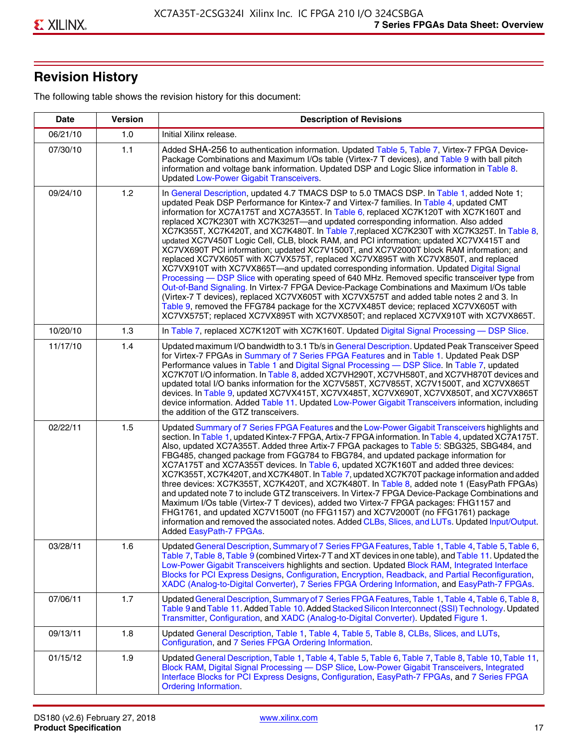## Revision History

The following table shows the revision history for this document:

| Date | Version | Description of Revisions |
|---|---|---|
| 06/21/10 | 1.0 | Initial Xilinx release. |
| 07/30/10 | 1.1 | Added SHA-256 to authentication information. Updated Table 5, Table 7, Virtex-7 FPGA Device-Package Combinations and Maximum I/Os table (Virtex-7 T devices), and Table 9 with ball pitch information and voltage bank information. Updated DSP and Logic Slice information in Table 8. Updated Low-Power Gigabit Transceivers. |
| 09/24/10 | 1.2 | In General Description, updated 4.7 TMACS DSP to 5.0 TMACS DSP. In Table 1, added Note 1; updated Peak DSP Performance for Kintex-7 and Virtex-7 families. In Table 4, updated CMT information for XC7A175T and XC7A355T. In Table 6, replaced XC7K120T with XC7K160T and replaced XC7K230T with XC7K325T—and updated corresponding information. Also added XC7K355T, XC7K420T, and XC7K480T. In Table 7,replaced XC7K230T with XC7K325T. In Table 8, updated XC7V450T Logic Cell, CLB, block RAM, and PCI information; updated XC7VX415T and XC7VX690T PCI information; updated XC7V1500T, and XC7V2000T block RAM information; and replaced XC7VX605T with XC7VX575T, replaced XC7VX895T with XC7VX850T, and replaced XC7VX910T with XC7VX865T—and updated corresponding information. Updated Digital Signal Processing — DSP Slice with operating speed of 640 MHz. Removed specific transceiver type from Out-of-Band Signaling. In Virtex-7 FPGA Device-Package Combinations and Maximum I/Os table (Virtex-7 T devices), replaced XC7VX605T with XC7VX575T and added table notes 2 and 3. In Table 9, removed the FFG784 package for the XC7VX485T device; replaced XC7VX605T with XC7VX575T; replaced XC7VX895T with XC7VX850T; and replaced XC7VX910T with XC7VX865T. |
| 10/20/10 | 1.3 | In Table 7, replaced XC7K120T with XC7K160T. Updated Digital Signal Processing — DSP Slice. |
| 11/17/10 | 1.4 | Updated maximum I/O bandwidth to 3.1 Tb/s in General Description. Updated Peak Transceiver Speed for Virtex-7 FPGAs in Summary of 7 Series FPGA Features and in Table 1. Updated Peak DSP Performance values in Table 1 and Digital Signal Processing — DSP Slice. In Table 7, updated XC7K70T I/O information. In Table 8, added XC7VH290T, XC7VH580T, and XC7VH870T devices and updated total I/O banks information for the XC7V585T, XC7V855T, XC7V1500T, and XC7VX865T devices. In Table 9, updated XC7VX415T, XC7VX485T, XC7VX690T, XC7VX850T, and XC7VX865T device information. Added Table 11. Updated Low-Power Gigabit Transceivers information, including the addition of the GTZ transceivers. |
| 02/22/11 | 1.5 | Updated Summary of 7 Series FPGA Features and the Low-Power Gigabit Transceivers highlights and section. In Table 1, updated Kintex-7 FPGA, Artix-7 FPGA information. In Table 4, updated XC7A175T. Also, updated XC7A355T. Added three Artix-7 FPGA packages to Table 5: SBG325, SBG484, and FBG485, changed package from FGG784 to FBG784, and updated package information for XC7A175T and XC7A355T devices. In Table 6, updated XC7K160T and added three devices: XC7K355T, XC7K420T, and XC7K480T. In Table 7, updated XC7K70T package information and added three devices: XC7K355T, XC7K420T, and XC7K480T. In Table 8, added note 1 (EasyPath FPGAs) and updated note 7 to include GTZ transceivers. In Virtex-7 FPGA Device-Package Combinations and Maximum I/Os table (Virtex-7 T devices), added two Virtex-7 FPGA packages: FHG1157 and FHG1761, and updated XC7V1500T (no FFG1157) and XC7V2000T (no FFG1761) package information and removed the associated notes. Added CLBs, Slices, and LUTs. Updated Input/Output. Added EasyPath-7 FPGAs. |
| 03/28/11 | 1.6 | Updated General Description, Summary of 7 Series FPGA Features, Table 1, Table 4, Table 5, Table 6, Table 7, Table 8, Table 9 (combined Virtex-7 T and XT devices in one table), and Table 11. Updated the Low-Power Gigabit Transceivers highlights and section. Updated Block RAM, Integrated Interface Blocks for PCI Express Designs, Configuration, Encryption, Readback, and Partial Reconfiguration, XADC (Analog-to-Digital Converter), 7 Series FPGA Ordering Information, and EasyPath-7 FPGAs. |
| 07/06/11 | 1.7 | Updated General Description, Summary of 7 Series FPGA Features, Table 1, Table 4, Table 6, Table 8, Table 9 and Table 11. Added Table 10. Added Stacked Silicon Interconnect (SSI) Technology. Updated Transmitter, Configuration, and XADC (Analog-to-Digital Converter). Updated Figure 1. |
| 09/13/11 | 1.8 | Updated General Description, Table 1, Table 4, Table 5, Table 8, CLBs, Slices, and LUTs, Configuration, and 7 Series FPGA Ordering Information. |
| 01/15/12 | 1.9 | Updated General Description, Table 1, Table 4, Table 5, Table 6, Table 7, Table 8, Table 10, Table 11, Block RAM, Digital Signal Processing — DSP Slice, Low-Power Gigabit Transceivers, Integrated Interface Blocks for PCI Express Designs, Configuration, EasyPath-7 FPGAs, and 7 Series FPGA Ordering Information. |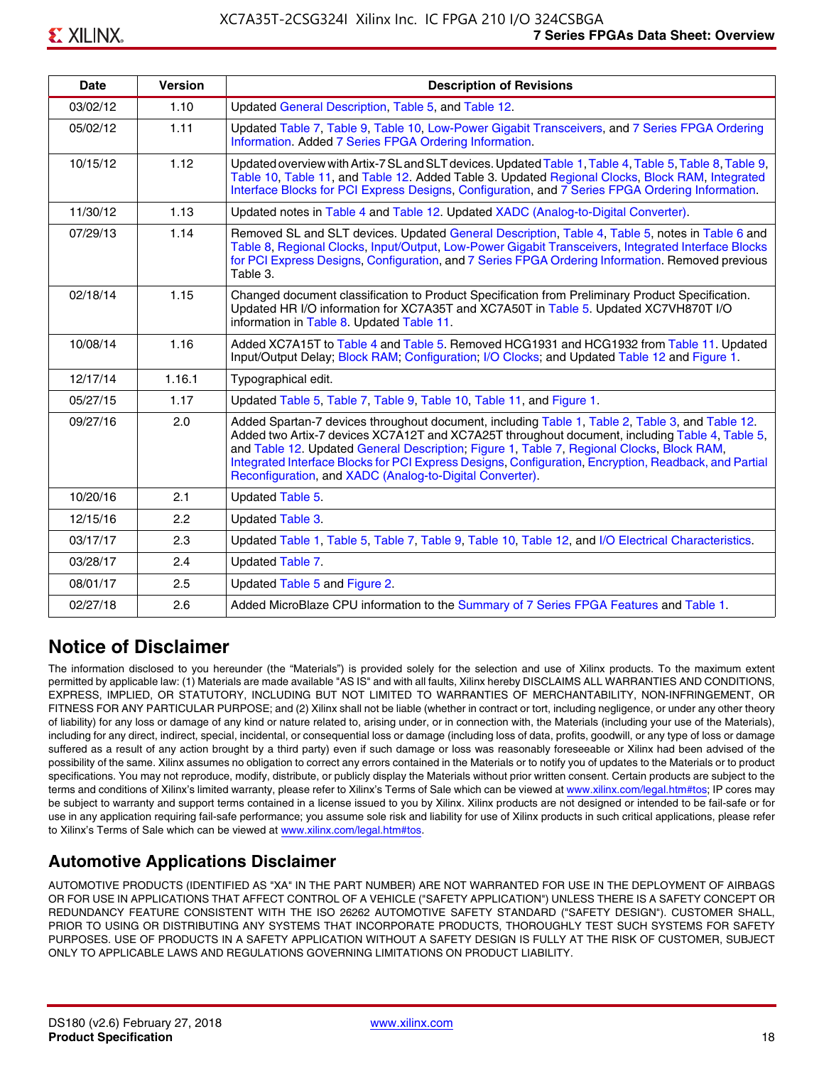| Date | Version | Description of Revisions |
|---|---|---|
| 03/02/12 | 1.10 | Updated General Description, Table 5, and Table 12. |
| 05/02/12 | 1.11 | Updated Table 7, Table 9, Table 10, Low-Power Gigabit Transceivers, and 7 Series FPGA Ordering Information. Added 7 Series FPGA Ordering Information. |
| 10/15/12 | 1.12 | Updated overview with Artix-7 SL and SLT devices. Updated Table 1, Table 4, Table 5, Table 8, Table 9, Table 10, Table 11, and Table 12. Added Table 3. Updated Regional Clocks, Block RAM, Integrated Interface Blocks for PCI Express Designs, Configuration, and 7 Series FPGA Ordering Information. |
| 11/30/12 | 1.13 | Updated notes in Table 4 and Table 12. Updated XADC (Analog-to-Digital Converter). |
| 07/29/13 | 1.14 | Removed SL and SLT devices. Updated General Description, Table 4, Table 5, notes in Table 6 and Table 8, Regional Clocks, Input/Output, Low-Power Gigabit Transceivers, Integrated Interface Blocks for PCI Express Designs, Configuration, and 7 Series FPGA Ordering Information. Removed previous Table 3. |
| 02/18/14 | 1.15 | Changed document classification to Product Specification from Preliminary Product Specification. Updated HR I/O information for XC7A35T and XC7A50T in Table 5. Updated XC7VH870T I/O information in Table 8. Updated Table 11. |
| 10/08/14 | 1.16 | Added XC7A15T to Table 4 and Table 5. Removed HCG1931 and HCG1932 from Table 11. Updated Input/Output Delay; Block RAM; Configuration; I/O Clocks; and Updated Table 12 and Figure 1. |
| 12/17/14 | 1.16.1 | Typographical edit. |
| 05/27/15 | 1.17 | Updated Table 5, Table 7, Table 9, Table 10, Table 11, and Figure 1. |
| 09/27/16 | 2.0 | Added Spartan-7 devices throughout document, including Table 1, Table 2, Table 3, and Table 12. Added two Artix-7 devices XC7A12T and XC7A25T throughout document, including Table 4, Table 5, and Table 12. Updated General Description; Figure 1, Table 7, Regional Clocks, Block RAM, Integrated Interface Blocks for PCI Express Designs, Configuration, Encryption, Readback, and Partial Reconfiguration, and XADC (Analog-to-Digital Converter). |
| 10/20/16 | 2.1 | Updated Table 5. |
| 12/15/16 | 2.2 | Updated Table 3. |
| 03/17/17 | 2.3 | Updated Table 1, Table 5, Table 7, Table 9, Table 10, Table 12, and I/O Electrical Characteristics. |
| 03/28/17 | 2.4 | Updated Table 7. |
| 08/01/17 | 2.5 | Updated Table 5 and Figure 2. |
| 02/27/18 | 2.6 | Added MicroBlaze CPU information to the Summary of 7 Series FPGA Features and Table 1. |

## Notice of Disclaimer

The information disclosed to you hereunder (the "Materials") is provided solely for the selection and use of Xilinx products. To the maximum extent permitted by applicable law: (1) Materials are made available "AS IS" and with all faults, Xilinx hereby DISCLAIMS ALL WARRANTIES AND CONDITIONS, EXPRESS, IMPLIED, OR STATUTORY, INCLUDING BUT NOT LIMITED TO WARRANTIES OF MERCHANTABILITY, NON-INFRINGEMENT, OR FITNESS FOR ANY PARTICULAR PURPOSE; and (2) Xilinx shall not be liable (whether in contract or tort, including negligence, or under any other theory of liability) for any loss or damage of any kind or nature related to, arising under, or in connection with, the Materials (including your use of the Materials), including for any direct, indirect, special, incidental, or consequential loss or damage (including loss of data, profits, goodwill, or any type of loss or damage suffered as a result of any action brought by a third party) even if such damage or loss was reasonably foreseeable or Xilinx had been advised of the possibility of the same. Xilinx assumes no obligation to correct any errors contained in the Materials or to notify you of updates to the Materials or to product specifications. You may not reproduce, modify, distribute, or publicly display the Materials without prior written consent. Certain products are subject to the terms and conditions of Xilinx's limited warranty, please refer to Xilinx's Terms of Sale which can be viewed at www.xilinx.com/legal.htm#tos; IP cores may be subject to warranty and support terms contained in a license issued to you by Xilinx. Xilinx products are not designed or intended to be fail-safe or for use in any application requiring fail-safe performance; you assume sole risk and liability for use of Xilinx products in such critical applications, please refer to Xilinx's Terms of Sale which can be viewed at www.xilinx.com/legal.htm#tos.

## Automotive Applications Disclaimer

AUTOMOTIVE PRODUCTS (IDENTIFIED AS "XA" IN THE PART NUMBER) ARE NOT WARRANTED FOR USE IN THE DEPLOYMENT OF AIRBAGS OR FOR USE IN APPLICATIONS THAT AFFECT CONTROL OF A VEHICLE ("SAFETY APPLICATION") UNLESS THERE IS A SAFETY CONCEPT OR REDUNDANCY FEATURE CONSISTENT WITH THE ISO 26262 AUTOMOTIVE SAFETY STANDARD ("SAFETY DESIGN"). CUSTOMER SHALL, PRIOR TO USING OR DISTRIBUTING ANY SYSTEMS THAT INCORPORATE PRODUCTS, THOROUGHLY TEST SUCH SYSTEMS FOR SAFETY PURPOSES. USE OF PRODUCTS IN A SAFETY APPLICATION WITHOUT A SAFETY DESIGN IS FULLY AT THE RISK OF CUSTOMER, SUBJECT ONLY TO APPLICABLE LAWS AND REGULATIONS GOVERNING LIMITATIONS ON PRODUCT LIABILITY.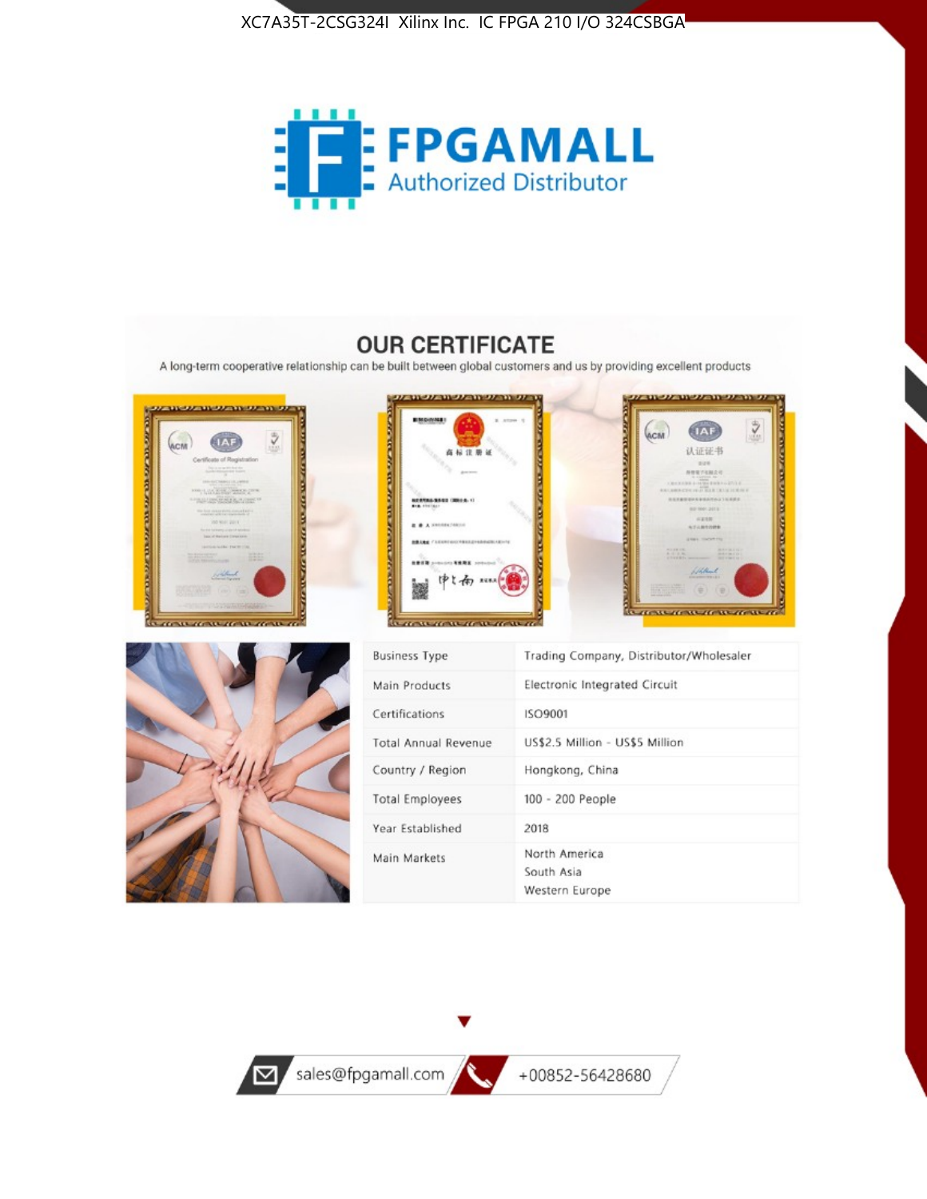FPGAMALL
Authorized Distributor

## OUR CERTIFICATE

A long-term cooperative relationship can be built between global customers and us by providing excellent products

| | |
|---|---|
| Business Type | Trading Company, Distributor/Wholesaler |
| Main Products | Electronic Integrated Circuit |
| Certifications | ISO9001 |
| Total Annual Revenue | US$2.5 Million - US$5 Million |
| Country / Region | Hongkong, China |
| Total Employees | 100 - 200 People |
| Year Established | 2018 |
| Main Markets | North America<br>South Asia<br>Western Europe |

sales@fpgamall.com
+00852-56428680